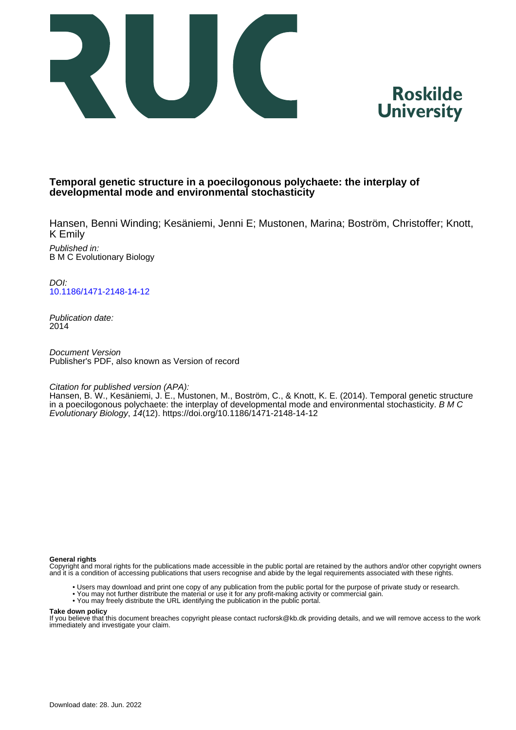# Temporal genetic structure in a poecilogonous polychaete: the interplay of developmental mode and environmental stochasticity

Hansen, Benni Winding; Kesäniemi, Jenni E; Mustonen, Marina; Boström, Christoffer; Knott, K Emily

*Published in:*
B M C Evolutionary Biology

*DOI:*
10.1186/1471-2148-14-12

*Publication date:*
2014

*Document Version*
Publisher's PDF, also known as Version of record

*Citation for published version (APA):*
Hansen, B. W., Kesäniemi, J. E., Mustonen, M., Boström, C., & Knott, K. E. (2014). Temporal genetic structure in a poecilogonous polychaete: the interplay of developmental mode and environmental stochasticity. *B M C Evolutionary Biology*, *14*(12). https://doi.org/10.1186/1471-2148-14-12

**General rights**
Copyright and moral rights for the publications made accessible in the public portal are retained by the authors and/or other copyright owners and it is a condition of accessing publications that users recognise and abide by the legal requirements associated with these rights.

- Users may download and print one copy of any publication from the public portal for the purpose of private study or research.
- You may not further distribute the material or use it for any profit-making activity or commercial gain.
- You may freely distribute the URL identifying the publication in the public portal.

**Take down policy**
If you believe that this document breaches copyright please contact rucforsk@kb.dk providing details, and we will remove access to the work immediately and investigate your claim.

Download date: 28. Jun. 2022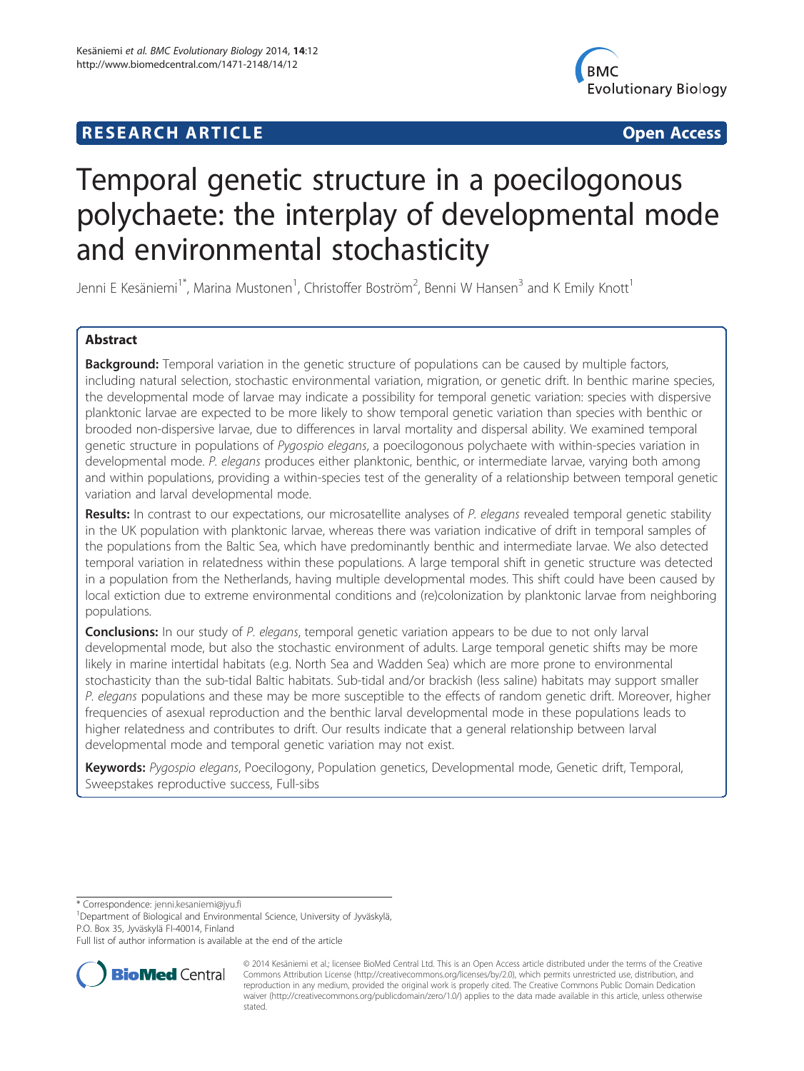# Temporal genetic structure in a poecilogonous polychaete: the interplay of developmental mode and environmental stochasticity

Jenni E Kesäniemi[1*], Marina Mustonen[1], Christoffer Boström[2], Benni W Hansen[3] and K Emily Knott[1]

## Abstract

**Background:** Temporal variation in the genetic structure of populations can be caused by multiple factors, including natural selection, stochastic environmental variation, migration, or genetic drift. In benthic marine species, the developmental mode of larvae may indicate a possibility for temporal genetic variation: species with dispersive planktonic larvae are expected to be more likely to show temporal genetic variation than species with benthic or brooded non-dispersive larvae, due to differences in larval mortality and dispersal ability. We examined temporal genetic structure in populations of *Pygospio elegans*, a poecilogonous polychaete with within-species variation in developmental mode. *P. elegans* produces either planktonic, benthic, or intermediate larvae, varying both among and within populations, providing a within-species test of the generality of a relationship between temporal genetic variation and larval developmental mode.

**Results:** In contrast to our expectations, our microsatellite analyses of *P. elegans* revealed temporal genetic stability in the UK population with planktonic larvae, whereas there was variation indicative of drift in temporal samples of the populations from the Baltic Sea, which have predominantly benthic and intermediate larvae. We also detected temporal variation in relatedness within these populations. A large temporal shift in genetic structure was detected in a population from the Netherlands, having multiple developmental modes. This shift could have been caused by local extiction due to extreme environmental conditions and (re)colonization by planktonic larvae from neighboring populations.

**Conclusions:** In our study of *P. elegans*, temporal genetic variation appears to be due to not only larval developmental mode, but also the stochastic environment of adults. Large temporal genetic shifts may be more likely in marine intertidal habitats (e.g. North Sea and Wadden Sea) which are more prone to environmental stochasticity than the sub-tidal Baltic habitats. Sub-tidal and/or brackish (less saline) habitats may support smaller *P. elegans* populations and these may be more susceptible to the effects of random genetic drift. Moreover, higher frequencies of asexual reproduction and the benthic larval developmental mode in these populations leads to higher relatedness and contributes to drift. Our results indicate that a general relationship between larval developmental mode and temporal genetic variation may not exist.

**Keywords:** *Pygospio elegans*, Poecilogony, Population genetics, Developmental mode, Genetic drift, Temporal, Sweepstakes reproductive success, Full-sibs

* Correspondence: jenni.kesaniemi@jyu.fi
[1]Department of Biological and Environmental Science, University of Jyväskylä, P.O. Box 35, Jyväskylä FI-40014, Finland
Full list of author information is available at the end of the article

© 2014 Kesäniemi et al.; licensee BioMed Central Ltd. This is an Open Access article distributed under the terms of the Creative Commons Attribution License (http://creativecommons.org/licenses/by/2.0), which permits unrestricted use, distribution, and reproduction in any medium, provided the original work is properly cited. The Creative Commons Public Domain Dedication waiver (http://creativecommons.org/publicdomain/zero/1.0/) applies to the data made available in this article, unless otherwise stated.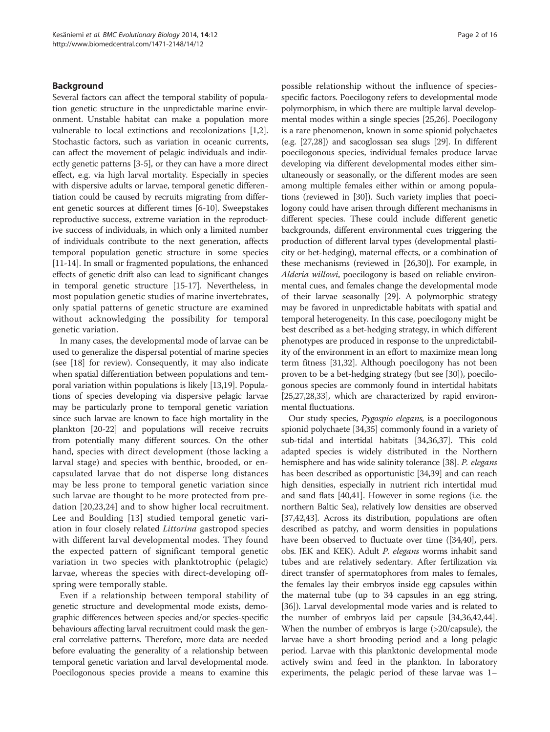## Background

Several factors can affect the temporal stability of population genetic structure in the unpredictable marine environment. Unstable habitat can make a population more vulnerable to local extinctions and recolonizations [1,2]. Stochastic factors, such as variation in oceanic currents, can affect the movement of pelagic individuals and indirectly genetic patterns [3-5], or they can have a more direct effect, e.g. via high larval mortality. Especially in species with dispersive adults or larvae, temporal genetic differentiation could be caused by recruits migrating from different genetic sources at different times [6-10]. Sweepstakes reproductive success, extreme variation in the reproductive success of individuals, in which only a limited number of individuals contribute to the next generation, affects temporal population genetic structure in some species [11-14]. In small or fragmented populations, the enhanced effects of genetic drift also can lead to significant changes in temporal genetic structure [15-17]. Nevertheless, in most population genetic studies of marine invertebrates, only spatial patterns of genetic structure are examined without acknowledging the possibility for temporal genetic variation.

In many cases, the developmental mode of larvae can be used to generalize the dispersal potential of marine species (see [18] for review). Consequently, it may also indicate when spatial differentiation between populations and temporal variation within populations is likely [13,19]. Populations of species developing via dispersive pelagic larvae may be particularly prone to temporal genetic variation since such larvae are known to face high mortality in the plankton [20-22] and populations will receive recruits from potentially many different sources. On the other hand, species with direct development (those lacking a larval stage) and species with benthic, brooded, or encapsulated larvae that do not disperse long distances may be less prone to temporal genetic variation since such larvae are thought to be more protected from predation [20,23,24] and to show higher local recruitment. Lee and Boulding [13] studied temporal genetic variation in four closely related *Littorina* gastropod species with different larval developmental modes. They found the expected pattern of significant temporal genetic variation in two species with planktotrophic (pelagic) larvae, whereas the species with direct-developing offspring were temporally stable.

Even if a relationship between temporal stability of genetic structure and developmental mode exists, demographic differences between species and/or species-specific behaviours affecting larval recruitment could mask the general correlative patterns. Therefore, more data are needed before evaluating the generality of a relationship between temporal genetic variation and larval developmental mode. Poecilogonous species provide a means to examine this possible relationship without the influence of species-specific factors. Poecilogony refers to developmental mode polymorphism, in which there are multiple larval developmental modes within a single species [25,26]. Poecilogony is a rare phenomenon, known in some spionid polychaetes (e.g. [27,28]) and sacoglossan sea slugs [29]. In different poecilogonous species, individual females produce larvae developing via different developmental modes either simultaneously or seasonally, or the different modes are seen among multiple females either within or among populations (reviewed in [30]). Such variety implies that poecilogony could have arisen through different mechanisms in different species. These could include different genetic backgrounds, different environmental cues triggering the production of different larval types (developmental plasticity or bet-hedging), maternal effects, or a combination of these mechanisms (reviewed in [26,30]). For example, in *Alderia willowi*, poecilogony is based on reliable environmental cues, and females change the developmental mode of their larvae seasonally [29]. A polymorphic strategy may be favored in unpredictable habitats with spatial and temporal heterogeneity. In this case, poecilogony might be best described as a bet-hedging strategy, in which different phenotypes are produced in response to the unpredictability of the environment in an effort to maximize mean long term fitness [31,32]. Although poecilogony has not been proven to be a bet-hedging strategy (but see [30]), poecilogonous species are commonly found in intertidal habitats [25,27,28,33], which are characterized by rapid environmental fluctuations.

Our study species, *Pygospio elegans,* is a poecilogonous spionid polychaete [34,35] commonly found in a variety of sub-tidal and intertidal habitats [34,36,37]. This cold adapted species is widely distributed in the Northern hemisphere and has wide salinity tolerance [38]. *P. elegans* has been described as opportunistic [34,39] and can reach high densities, especially in nutrient rich intertidal mud and sand flats [40,41]. However in some regions (i.e. the northern Baltic Sea), relatively low densities are observed [37,42,43]. Across its distribution, populations are often described as patchy, and worm densities in populations have been observed to fluctuate over time ([34,40], pers. obs. JEK and KEK). Adult *P. elegans* worms inhabit sand tubes and are relatively sedentary. After fertilization via direct transfer of spermatophores from males to females, the females lay their embryos inside egg capsules within the maternal tube (up to 34 capsules in an egg string, [36]). Larval developmental mode varies and is related to the number of embryos laid per capsule [34,36,42,44]. When the number of embryos is large (>20/capsule), the larvae have a short brooding period and a long pelagic period. Larvae with this planktonic developmental mode actively swim and feed in the plankton. In laboratory experiments, the pelagic period of these larvae was 1–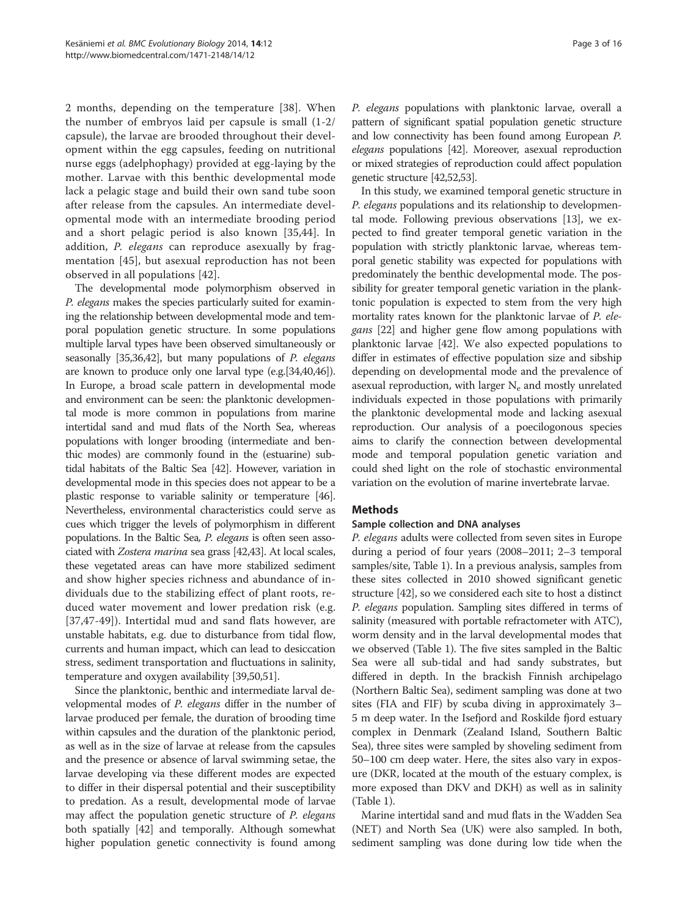2 months, depending on the temperature [38]. When the number of embryos laid per capsule is small (1-2/capsule), the larvae are brooded throughout their development within the egg capsules, feeding on nutritional nurse eggs (adelphophagy) provided at egg-laying by the mother. Larvae with this benthic developmental mode lack a pelagic stage and build their own sand tube soon after release from the capsules. An intermediate developmental mode with an intermediate brooding period and a short pelagic period is also known [35,44]. In addition, *P. elegans* can reproduce asexually by fragmentation [45], but asexual reproduction has not been observed in all populations [42].

The developmental mode polymorphism observed in *P. elegans* makes the species particularly suited for examining the relationship between developmental mode and temporal population genetic structure. In some populations multiple larval types have been observed simultaneously or seasonally [35,36,42], but many populations of *P. elegans* are known to produce only one larval type (e.g.[34,40,46]). In Europe, a broad scale pattern in developmental mode and environment can be seen: the planktonic developmental mode is more common in populations from marine intertidal sand and mud flats of the North Sea, whereas populations with longer brooding (intermediate and benthic modes) are commonly found in the (estuarine) subtidal habitats of the Baltic Sea [42]. However, variation in developmental mode in this species does not appear to be a plastic response to variable salinity or temperature [46]. Nevertheless, environmental characteristics could serve as cues which trigger the levels of polymorphism in different populations. In the Baltic Sea, *P. elegans* is often seen associated with *Zostera marina* sea grass [42,43]. At local scales, these vegetated areas can have more stabilized sediment and show higher species richness and abundance of individuals due to the stabilizing effect of plant roots, reduced water movement and lower predation risk (e.g. [37,47-49]). Intertidal mud and sand flats however, are unstable habitats, e.g. due to disturbance from tidal flow, currents and human impact, which can lead to desiccation stress, sediment transportation and fluctuations in salinity, temperature and oxygen availability [39,50,51].

Since the planktonic, benthic and intermediate larval developmental modes of *P. elegans* differ in the number of larvae produced per female, the duration of brooding time within capsules and the duration of the planktonic period, as well as in the size of larvae at release from the capsules and the presence or absence of larval swimming setae, the larvae developing via these different modes are expected to differ in their dispersal potential and their susceptibility to predation. As a result, developmental mode of larvae may affect the population genetic structure of *P. elegans* both spatially [42] and temporally. Although somewhat higher population genetic connectivity is found among *P. elegans* populations with planktonic larvae, overall a pattern of significant spatial population genetic structure and low connectivity has been found among European *P. elegans* populations [42]. Moreover, asexual reproduction or mixed strategies of reproduction could affect population genetic structure [42,52,53].

In this study, we examined temporal genetic structure in *P. elegans* populations and its relationship to developmental mode. Following previous observations [13], we expected to find greater temporal genetic variation in the population with strictly planktonic larvae, whereas temporal genetic stability was expected for populations with predominately the benthic developmental mode. The possibility for greater temporal genetic variation in the planktonic population is expected to stem from the very high mortality rates known for the planktonic larvae of *P. elegans* [22] and higher gene flow among populations with planktonic larvae [42]. We also expected populations to differ in estimates of effective population size and sibship depending on developmental mode and the prevalence of asexual reproduction, with larger $N_e$ and mostly unrelated individuals expected in those populations with primarily the planktonic developmental mode and lacking asexual reproduction. Our analysis of a poecilogonous species aims to clarify the connection between developmental mode and temporal population genetic variation and could shed light on the role of stochastic environmental variation on the evolution of marine invertebrate larvae.

## Methods

### Sample collection and DNA analyses

*P. elegans* adults were collected from seven sites in Europe during a period of four years (2008–2011; 2–3 temporal samples/site, Table 1). In a previous analysis, samples from these sites collected in 2010 showed significant genetic structure [42], so we considered each site to host a distinct *P. elegans* population. Sampling sites differed in terms of salinity (measured with portable refractometer with ATC), worm density and in the larval developmental modes that we observed (Table 1). The five sites sampled in the Baltic Sea were all sub-tidal and had sandy substrates, but differed in depth. In the brackish Finnish archipelago (Northern Baltic Sea), sediment sampling was done at two sites (FIA and FIF) by scuba diving in approximately 3–5 m deep water. In the Isefjord and Roskilde fjord estuary complex in Denmark (Zealand Island, Southern Baltic Sea), three sites were sampled by shoveling sediment from 50–100 cm deep water. Here, the sites also vary in exposure (DKR, located at the mouth of the estuary complex, is more exposed than DKV and DKH) as well as in salinity (Table 1).

Marine intertidal sand and mud flats in the Wadden Sea (NET) and North Sea (UK) were also sampled. In both, sediment sampling was done during low tide when the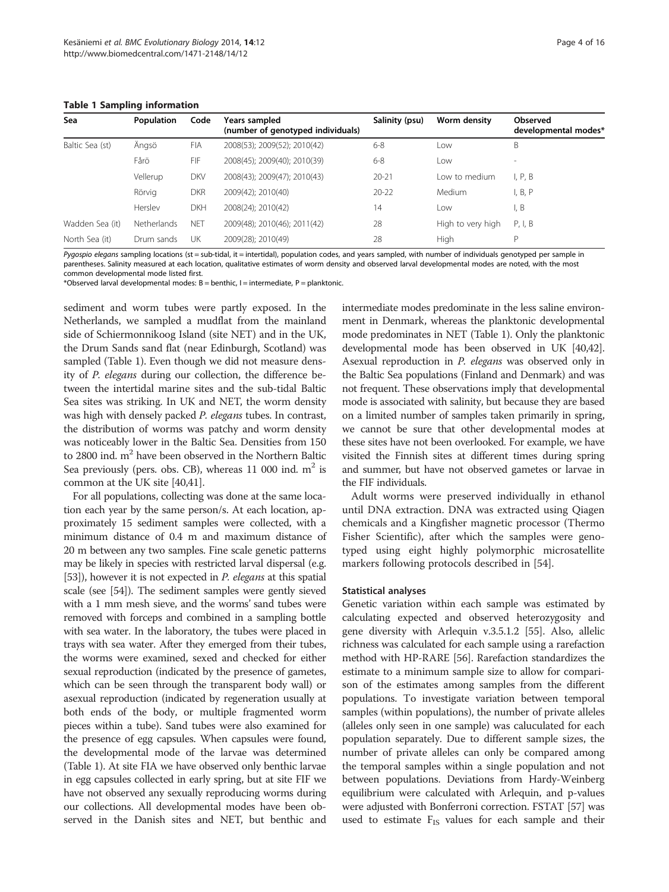**Table 1 Sampling information**

| Sea | Population | Code | Years sampled (number of genotyped individuals) | Salinity (psu) | Worm density | Observed developmental modes* |
|---|---|---|---|---|---|---|
| Baltic Sea (st) | Ängsö | FIA | 2008(53); 2009(52); 2010(42) | 6-8 | Low | B |
| | Fårö | FIF | 2008(45); 2009(40); 2010(39) | 6-8 | Low | - |
| | Vellerup | DKV | 2008(43); 2009(47); 2010(43) | 20-21 | Low to medium | I, P, B |
| | Rörvig | DKR | 2009(42); 2010(40) | 20-22 | Medium | I, B, P |
| | Herslev | DKH | 2008(24); 2010(42) | 14 | Low | I, B |
| Wadden Sea (it) | Netherlands | NET | 2009(48); 2010(46); 2011(42) | 28 | High to very high | P, I, B |
| North Sea (it) | Drum sands | UK | 2009(28); 2010(49) | 28 | High | P |

*Pygospio elegans* sampling locations (st = sub-tidal, it = intertidal), population codes, and years sampled, with number of individuals genotyped per sample in parentheses. Salinity measured at each location, qualitative estimates of worm density and observed larval developmental modes are noted, with the most common developmental mode listed first.
*Observed larval developmental modes: B = benthic, I = intermediate, P = planktonic.

sediment and worm tubes were partly exposed. In the Netherlands, we sampled a mudflat from the mainland side of Schiermonnikoog Island (site NET) and in the UK, the Drum Sands sand flat (near Edinburgh, Scotland) was sampled (Table 1). Even though we did not measure density of *P. elegans* during our collection, the difference between the intertidal marine sites and the sub-tidal Baltic Sea sites was striking. In UK and NET, the worm density was high with densely packed *P. elegans* tubes. In contrast, the distribution of worms was patchy and worm density was noticeably lower in the Baltic Sea. Densities from 150 to 2800 ind. $m^2$ have been observed in the Northern Baltic Sea previously (pers. obs. CB), whereas 11 000 ind. $m^2$ is common at the UK site [40,41].

For all populations, collecting was done at the same location each year by the same person/s. At each location, approximately 15 sediment samples were collected, with a minimum distance of 0.4 m and maximum distance of 20 m between any two samples. Fine scale genetic patterns may be likely in species with restricted larval dispersal (e.g. [53]), however it is not expected in *P. elegans* at this spatial scale (see [54]). The sediment samples were gently sieved with a 1 mm mesh sieve, and the worms' sand tubes were removed with forceps and combined in a sampling bottle with sea water. In the laboratory, the tubes were placed in trays with sea water. After they emerged from their tubes, the worms were examined, sexed and checked for either sexual reproduction (indicated by the presence of gametes, which can be seen through the transparent body wall) or asexual reproduction (indicated by regeneration usually at both ends of the body, or multiple fragmented worm pieces within a tube). Sand tubes were also examined for the presence of egg capsules. When capsules were found, the developmental mode of the larvae was determined (Table 1). At site FIA we have observed only benthic larvae in egg capsules collected in early spring, but at site FIF we have not observed any sexually reproducing worms during our collections. All developmental modes have been observed in the Danish sites and NET, but benthic and intermediate modes predominate in the less saline environment in Denmark, whereas the planktonic developmental mode predominates in NET (Table 1). Only the planktonic developmental mode has been observed in UK [40,42]. Asexual reproduction in *P. elegans* was observed only in the Baltic Sea populations (Finland and Denmark) and was not frequent. These observations imply that developmental mode is associated with salinity, but because they are based on a limited number of samples taken primarily in spring, we cannot be sure that other developmental modes at these sites have not been overlooked. For example, we have visited the Finnish sites at different times during spring and summer, but have not observed gametes or larvae in the FIF individuals.

Adult worms were preserved individually in ethanol until DNA extraction. DNA was extracted using Qiagen chemicals and a Kingfisher magnetic processor (Thermo Fisher Scientific), after which the samples were genotyped using eight highly polymorphic microsatellite markers following protocols described in [54].

### Statistical analyses

Genetic variation within each sample was estimated by calculating expected and observed heterozygosity and gene diversity with Arlequin v.3.5.1.2 [55]. Also, allelic richness was calculated for each sample using a rarefaction method with HP-RARE [56]. Rarefaction standardizes the estimate to a minimum sample size to allow for comparison of the estimates among samples from the different populations. To investigate variation between temporal samples (within populations), the number of private alleles (alleles only seen in one sample) was caluculated for each population separately. Due to different sample sizes, the number of private alleles can only be compared among the temporal samples within a single population and not between populations. Deviations from Hardy-Weinberg equilibrium were calculated with Arlequin, and p-values were adjusted with Bonferroni correction. FSTAT [57] was used to estimate $F_{IS}$ values for each sample and their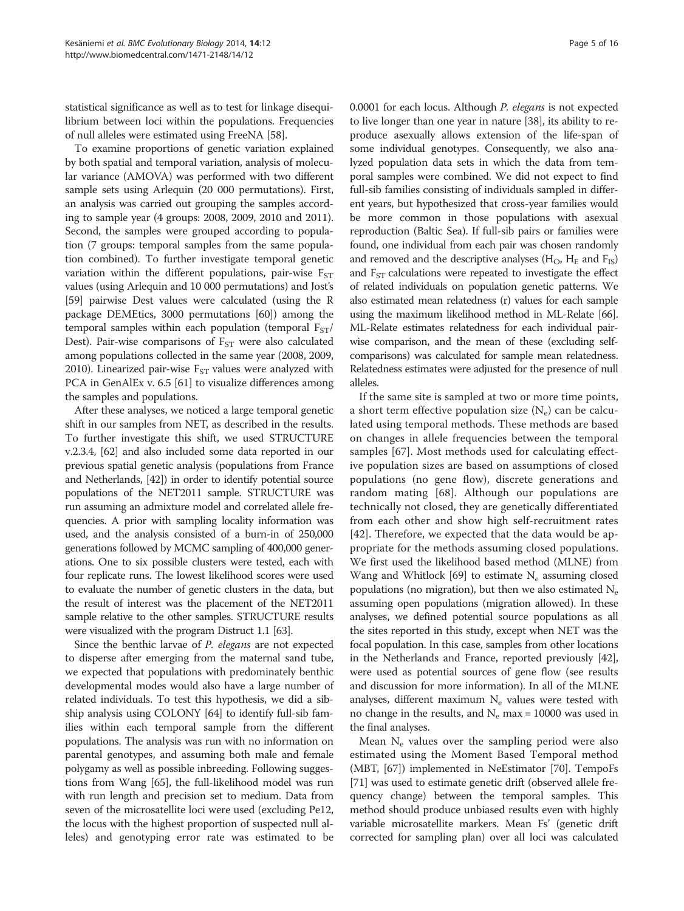statistical significance as well as to test for linkage disequilibrium between loci within the populations. Frequencies of null alleles were estimated using FreeNA [58].

To examine proportions of genetic variation explained by both spatial and temporal variation, analysis of molecular variance (AMOVA) was performed with two different sample sets using Arlequin (20 000 permutations). First, an analysis was carried out grouping the samples according to sample year (4 groups: 2008, 2009, 2010 and 2011). Second, the samples were grouped according to population (7 groups: temporal samples from the same population combined). To further investigate temporal genetic variation within the different populations, pair-wise $F_{ST}$ values (using Arlequin and 10 000 permutations) and Jost's [59] pairwise Dest values were calculated (using the R package DEMEtics, 3000 permutations [60]) among the temporal samples within each population (temporal $F_{ST}$/Dest). Pair-wise comparisons of $F_{ST}$ were also calculated among populations collected in the same year (2008, 2009, 2010). Linearized pair-wise $F_{ST}$ values were analyzed with PCA in GenAlEx v. 6.5 [61] to visualize differences among the samples and populations.

After these analyses, we noticed a large temporal genetic shift in our samples from NET, as described in the results. To further investigate this shift, we used STRUCTURE v.2.3.4, [62] and also included some data reported in our previous spatial genetic analysis (populations from France and Netherlands, [42]) in order to identify potential source populations of the NET2011 sample. STRUCTURE was run assuming an admixture model and correlated allele frequencies. A prior with sampling locality information was used, and the analysis consisted of a burn-in of 250,000 generations followed by MCMC sampling of 400,000 generations. One to six possible clusters were tested, each with four replicate runs. The lowest likelihood scores were used to evaluate the number of genetic clusters in the data, but the result of interest was the placement of the NET2011 sample relative to the other samples. STRUCTURE results were visualized with the program Distruct 1.1 [63].

Since the benthic larvae of *P. elegans* are not expected to disperse after emerging from the maternal sand tube, we expected that populations with predominately benthic developmental modes would also have a large number of related individuals. To test this hypothesis, we did a sibship analysis using COLONY [64] to identify full-sib families within each temporal sample from the different populations. The analysis was run with no information on parental genotypes, and assuming both male and female polygamy as well as possible inbreeding. Following suggestions from Wang [65], the full-likelihood model was run with run length and precision set to medium. Data from seven of the microsatellite loci were used (excluding Pe12, the locus with the highest proportion of suspected null alleles) and genotyping error rate was estimated to be 0.0001 for each locus. Although *P. elegans* is not expected to live longer than one year in nature [38], its ability to reproduce asexually allows extension of the life-span of some individual genotypes. Consequently, we also analyzed population data sets in which the data from temporal samples were combined. We did not expect to find full-sib families consisting of individuals sampled in different years, but hypothesized that cross-year families would be more common in those populations with asexual reproduction (Baltic Sea). If full-sib pairs or families were found, one individual from each pair was chosen randomly and removed and the descriptive analyses ($H_O$, $H_E$ and $F_{IS}$) and $F_{ST}$ calculations were repeated to investigate the effect of related individuals on population genetic patterns. We also estimated mean relatedness (r) values for each sample using the maximum likelihood method in ML-Relate [66]. ML-Relate estimates relatedness for each individual pairwise comparison, and the mean of these (excluding self-comparisons) was calculated for sample mean relatedness. Relatedness estimates were adjusted for the presence of null alleles.

If the same site is sampled at two or more time points, a short term effective population size ($N_e$) can be calculated using temporal methods. These methods are based on changes in allele frequencies between the temporal samples [67]. Most methods used for calculating effective population sizes are based on assumptions of closed populations (no gene flow), discrete generations and random mating [68]. Although our populations are technically not closed, they are genetically differentiated from each other and show high self-recruitment rates [42]. Therefore, we expected that the data would be appropriate for the methods assuming closed populations. We first used the likelihood based method (MLNE) from Wang and Whitlock [69] to estimate $N_e$ assuming closed populations (no migration), but then we also estimated $N_e$ assuming open populations (migration allowed). In these analyses, we defined potential source populations as all the sites reported in this study, except when NET was the focal population. In this case, samples from other locations in the Netherlands and France, reported previously [42], were used as potential sources of gene flow (see results and discussion for more information). In all of the MLNE analyses, different maximum $N_e$ values were tested with no change in the results, and $N_e$ max = 10000 was used in the final analyses.

Mean $N_e$ values over the sampling period were also estimated using the Moment Based Temporal method (MBT, [67]) implemented in NeEstimator [70]. TempoFs [71] was used to estimate genetic drift (observed allele frequency change) between the temporal samples. This method should produce unbiased results even with highly variable microsatellite markers. Mean Fs' (genetic drift corrected for sampling plan) over all loci was calculated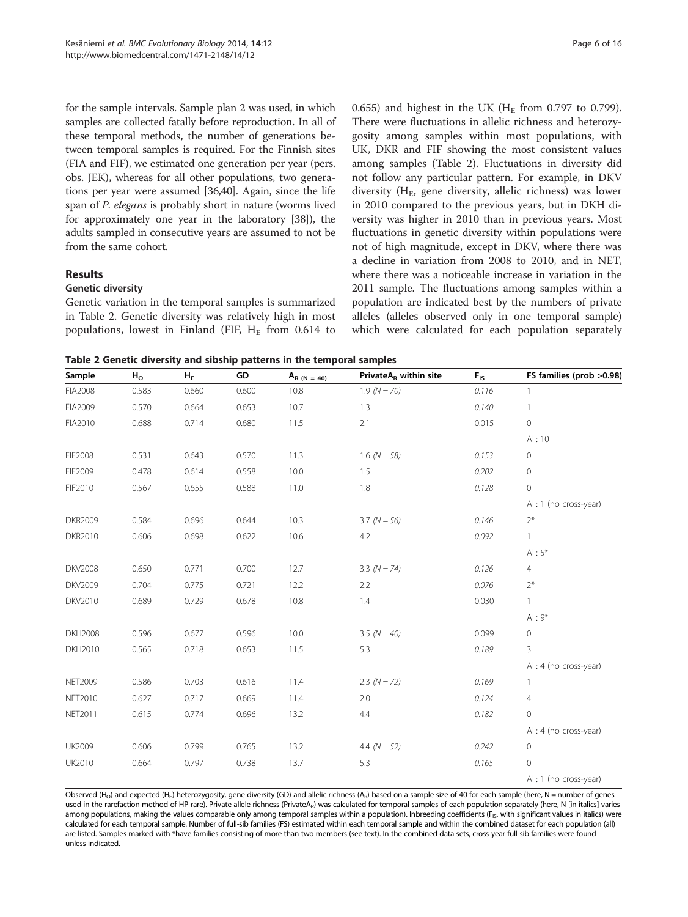for the sample intervals. Sample plan 2 was used, in which samples are collected fatally before reproduction. In all of these temporal methods, the number of generations between temporal samples is required. For the Finnish sites (FIA and FIF), we estimated one generation per year (pers. obs. JEK), whereas for all other populations, two generations per year were assumed [36,40]. Again, since the life span of *P. elegans* is probably short in nature (worms lived for approximately one year in the laboratory [38]), the adults sampled in consecutive years are assumed to not be from the same cohort.

## Results

### Genetic diversity

Genetic variation in the temporal samples is summarized in Table 2. Genetic diversity was relatively high in most populations, lowest in Finland (FIF, $H_E$ from 0.614 to 0.655) and highest in the UK ($H_E$ from 0.797 to 0.799). There were fluctuations in allelic richness and heterozygosity among samples within most populations, with UK, DKR and FIF showing the most consistent values among samples (Table 2). Fluctuations in diversity did not follow any particular pattern. For example, in DKV diversity ($H_E$, gene diversity, allelic richness) was lower in 2010 compared to the previous years, but in DKH diversity was higher in 2010 than in previous years. Most fluctuations in genetic diversity within populations were not of high magnitude, except in DKV, where there was a decline in variation from 2008 to 2010, and in NET, where there was a noticeable increase in variation in the 2011 sample. The fluctuations among samples within a population are indicated best by the numbers of private alleles (alleles observed only in one temporal sample) which were calculated for each population separately

**Table 2 Genetic diversity and sibship patterns in the temporal samples**

| Sample | $H_O$ | $H_E$ | GD | $A_{R\ (N\ =\ 40)}$ | Private$A_R$ within site | $F_{IS}$ | FS families (prob >0.98) |
|---|---|---|---|---|---|---|---|
| FIA2008 | 0.583 | 0.660 | 0.600 | 10.8 | 1.9 *(N = 70)* | *0.116* | 1 |
| FIA2009 | 0.570 | 0.664 | 0.653 | 10.7 | 1.3 | *0.140* | 1 |
| FIA2010 | 0.688 | 0.714 | 0.680 | 11.5 | 2.1 | 0.015 | 0 |
| | | | | | | | All: 10 |
| FIF2008 | 0.531 | 0.643 | 0.570 | 11.3 | 1.6 *(N = 58)* | *0.153* | 0 |
| FIF2009 | 0.478 | 0.614 | 0.558 | 10.0 | 1.5 | *0.202* | 0 |
| FIF2010 | 0.567 | 0.655 | 0.588 | 11.0 | 1.8 | *0.128* | 0 |
| | | | | | | | All: 1 (no cross-year) |
| DKR2009 | 0.584 | 0.696 | 0.644 | 10.3 | 3.7 *(N = 56)* | *0.146* | 2* |
| DKR2010 | 0.606 | 0.698 | 0.622 | 10.6 | 4.2 | *0.092* | 1 |
| | | | | | | | All: 5* |
| DKV2008 | 0.650 | 0.771 | 0.700 | 12.7 | 3.3 *(N = 74)* | *0.126* | 4 |
| DKV2009 | 0.704 | 0.775 | 0.721 | 12.2 | 2.2 | *0.076* | 2* |
| DKV2010 | 0.689 | 0.729 | 0.678 | 10.8 | 1.4 | 0.030 | 1 |
| | | | | | | | All: 9* |
| DKH2008 | 0.596 | 0.677 | 0.596 | 10.0 | 3.5 *(N = 40)* | 0.099 | 0 |
| DKH2010 | 0.565 | 0.718 | 0.653 | 11.5 | 5.3 | *0.189* | 3 |
| | | | | | | | All: 4 (no cross-year) |
| NET2009 | 0.586 | 0.703 | 0.616 | 11.4 | 2.3 *(N = 72)* | *0.169* | 1 |
| NET2010 | 0.627 | 0.717 | 0.669 | 11.4 | 2.0 | *0.124* | 4 |
| NET2011 | 0.615 | 0.774 | 0.696 | 13.2 | 4.4 | *0.182* | 0 |
| | | | | | | | All: 4 (no cross-year) |
| UK2009 | 0.606 | 0.799 | 0.765 | 13.2 | 4.4 *(N = 52)* | *0.242* | 0 |
| UK2010 | 0.664 | 0.797 | 0.738 | 13.7 | 5.3 | *0.165* | 0 |
| | | | | | | | All: 1 (no cross-year) |

Observed ($H_O$) and expected ($H_E$) heterozygosity, gene diversity (GD) and allelic richness ($A_R$) based on a sample size of 40 for each sample (here, N = number of genes used in the rarefaction method of HP-rare). Private allele richness (Private$A_R$) was calculated for temporal samples of each population separately (here, N [in italics] varies among populations, making the values comparable only among temporal samples within a population). Inbreeding coefficients ($F_{IS}$, with significant values in italics) were calculated for each temporal sample. Number of full-sib families (FS) estimated within each temporal sample and within the combined dataset for each population (all) are listed. Samples marked with *have families consisting of more than two members (see text). In the combined data sets, cross-year full-sib families were found unless indicated.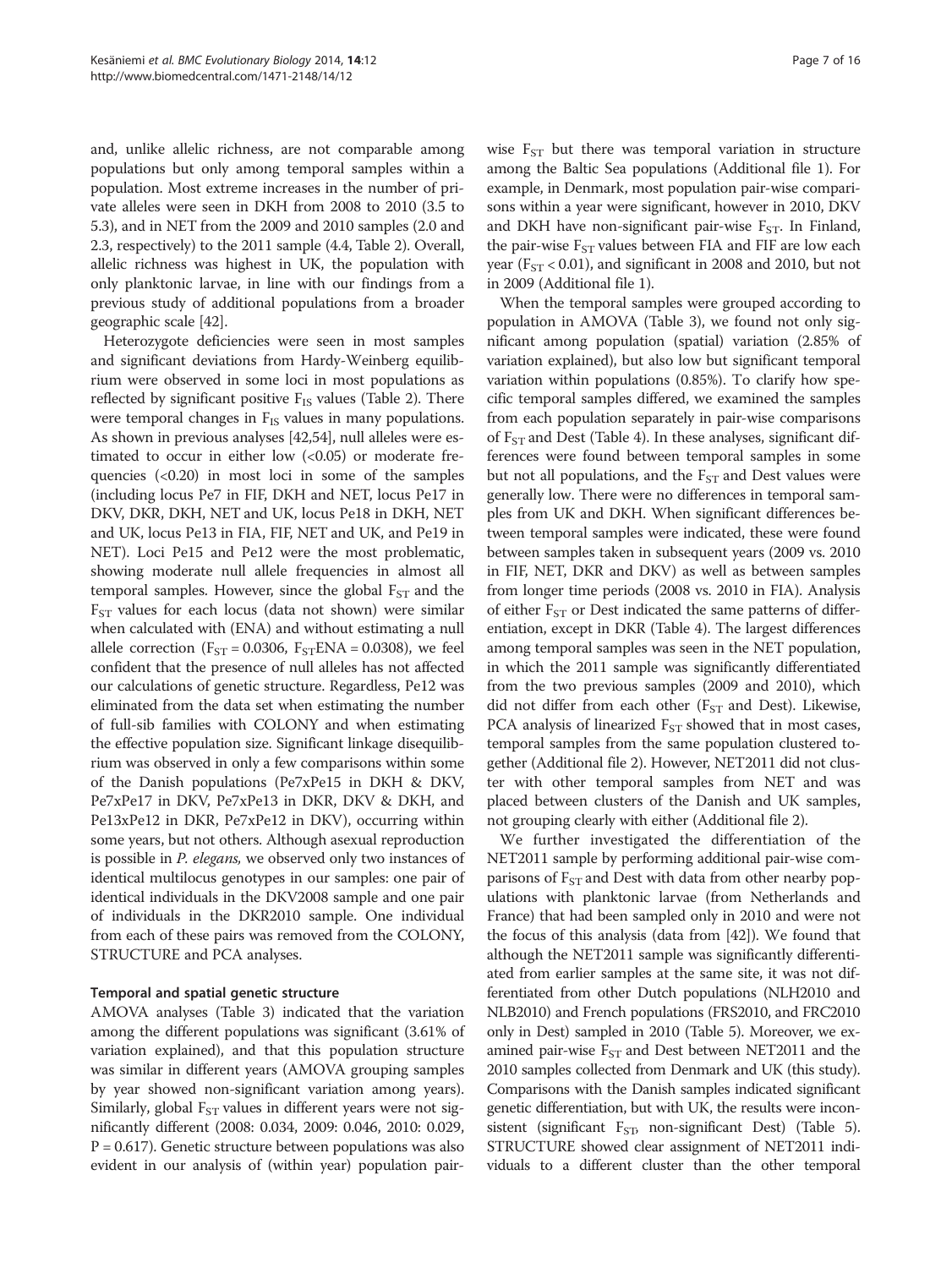and, unlike allelic richness, are not comparable among populations but only among temporal samples within a population. Most extreme increases in the number of private alleles were seen in DKH from 2008 to 2010 (3.5 to 5.3), and in NET from the 2009 and 2010 samples (2.0 and 2.3, respectively) to the 2011 sample (4.4, Table 2). Overall, allelic richness was highest in UK, the population with only planktonic larvae, in line with our findings from a previous study of additional populations from a broader geographic scale [42].

Heterozygote deficiencies were seen in most samples and significant deviations from Hardy-Weinberg equilibrium were observed in some loci in most populations as reflected by significant positive $F_{IS}$ values (Table 2). There were temporal changes in $F_{IS}$ values in many populations. As shown in previous analyses [42,54], null alleles were estimated to occur in either low (<0.05) or moderate frequencies (<0.20) in most loci in some of the samples (including locus Pe7 in FIF, DKH and NET, locus Pe17 in DKV, DKR, DKH, NET and UK, locus Pe18 in DKH, NET and UK, locus Pe13 in FIA, FIF, NET and UK, and Pe19 in NET). Loci Pe15 and Pe12 were the most problematic, showing moderate null allele frequencies in almost all temporal samples. However, since the global $F_{ST}$ and the $F_{ST}$ values for each locus (data not shown) were similar when calculated with (ENA) and without estimating a null allele correction ($F_{ST} = 0.0306$, $F_{ST}ENA = 0.0308$), we feel confident that the presence of null alleles has not affected our calculations of genetic structure. Regardless, Pe12 was eliminated from the data set when estimating the number of full-sib families with COLONY and when estimating the effective population size. Significant linkage disequilibrium was observed in only a few comparisons within some of the Danish populations (Pe7xPe15 in DKH & DKV, Pe7xPe17 in DKV, Pe7xPe13 in DKR, DKV & DKH, and Pe13xPe12 in DKR, Pe7xPe12 in DKV), occurring within some years, but not others. Although asexual reproduction is possible in *P. elegans,* we observed only two instances of identical multilocus genotypes in our samples: one pair of identical individuals in the DKV2008 sample and one pair of individuals in the DKR2010 sample. One individual from each of these pairs was removed from the COLONY, STRUCTURE and PCA analyses.

### Temporal and spatial genetic structure

AMOVA analyses (Table 3) indicated that the variation among the different populations was significant (3.61% of variation explained), and that this population structure was similar in different years (AMOVA grouping samples by year showed non-significant variation among years). Similarly, global $F_{ST}$ values in different years were not significantly different (2008: 0.034, 2009: 0.046, 2010: 0.029, $P = 0.617$). Genetic structure between populations was also evident in our analysis of (within year) population pair-wise $F_{ST}$ but there was temporal variation in structure among the Baltic Sea populations (Additional file 1). For example, in Denmark, most population pair-wise comparisons within a year were significant, however in 2010, DKV and DKH have non-significant pair-wise $F_{ST}$. In Finland, the pair-wise $F_{ST}$ values between FIA and FIF are low each year ($F_{ST} < 0.01$), and significant in 2008 and 2010, but not in 2009 (Additional file 1).

When the temporal samples were grouped according to population in AMOVA (Table 3), we found not only significant among population (spatial) variation (2.85% of variation explained), but also low but significant temporal variation within populations (0.85%). To clarify how specific temporal samples differed, we examined the samples from each population separately in pair-wise comparisons of $F_{ST}$ and Dest (Table 4). In these analyses, significant differences were found between temporal samples in some but not all populations, and the $F_{ST}$ and Dest values were generally low. There were no differences in temporal samples from UK and DKH. When significant differences between temporal samples were indicated, these were found between samples taken in subsequent years (2009 vs. 2010 in FIF, NET, DKR and DKV) as well as between samples from longer time periods (2008 vs. 2010 in FIA). Analysis of either $F_{ST}$ or Dest indicated the same patterns of differentiation, except in DKR (Table 4). The largest differences among temporal samples was seen in the NET population, in which the 2011 sample was significantly differentiated from the two previous samples (2009 and 2010), which did not differ from each other ($F_{ST}$ and Dest). Likewise, PCA analysis of linearized $F_{ST}$ showed that in most cases, temporal samples from the same population clustered together (Additional file 2). However, NET2011 did not cluster with other temporal samples from NET and was placed between clusters of the Danish and UK samples, not grouping clearly with either (Additional file 2).

We further investigated the differentiation of the NET2011 sample by performing additional pair-wise comparisons of $F_{ST}$ and Dest with data from other nearby populations with planktonic larvae (from Netherlands and France) that had been sampled only in 2010 and were not the focus of this analysis (data from [42]). We found that although the NET2011 sample was significantly differentiated from earlier samples at the same site, it was not differentiated from other Dutch populations (NLH2010 and NLB2010) and French populations (FRS2010, and FRC2010 only in Dest) sampled in 2010 (Table 5). Moreover, we examined pair-wise $F_{ST}$ and Dest between NET2011 and the 2010 samples collected from Denmark and UK (this study). Comparisons with the Danish samples indicated significant genetic differentiation, but with UK, the results were inconsistent (significant $F_{ST}$, non-significant Dest) (Table 5). STRUCTURE showed clear assignment of NET2011 individuals to a different cluster than the other temporal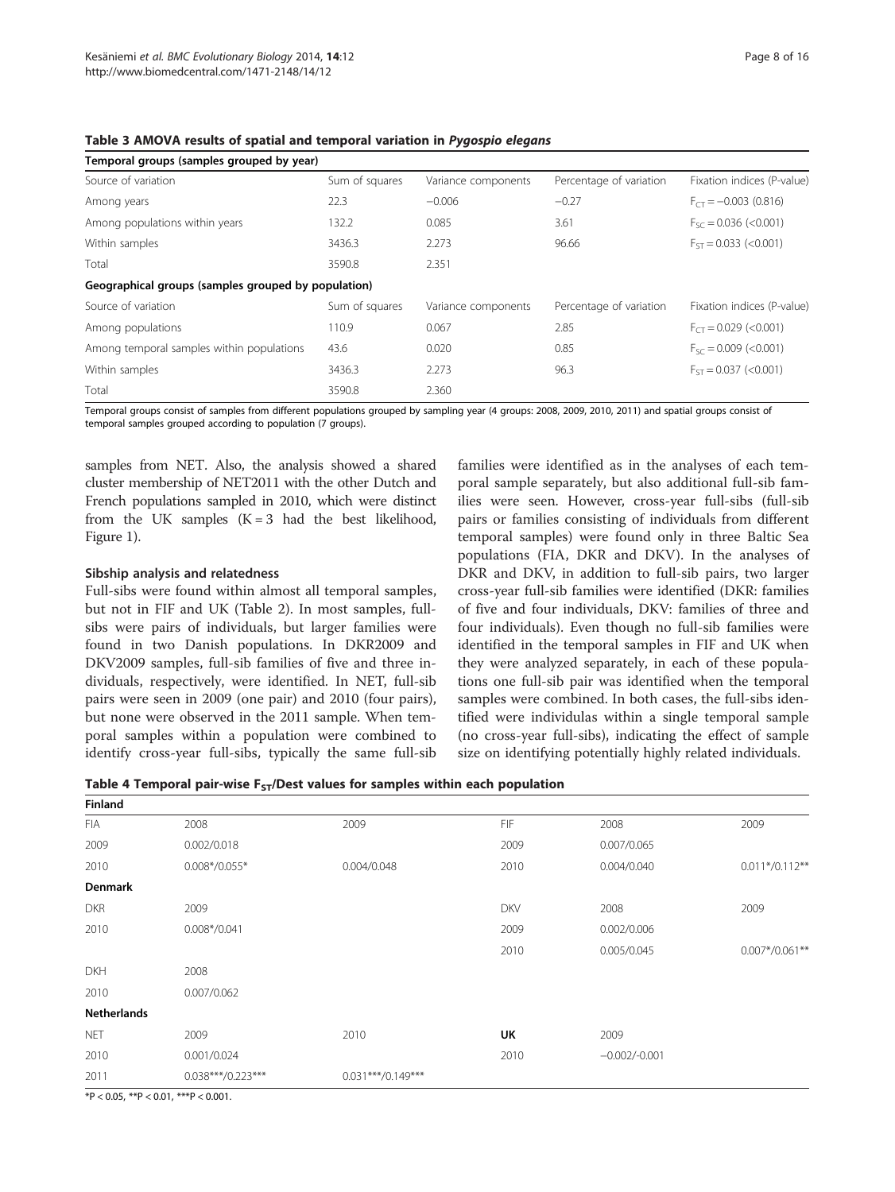**Table 3 AMOVA results of spatial and temporal variation in *Pygospio elegans***

| Temporal groups (samples grouped by year) | | | | |
|---|---|---|---|---|
| Source of variation | Sum of squares | Variance components | Percentage of variation | Fixation indices (P-value) |
| Among years | 22.3 | −0.006 | −0.27 | $F_{CT} = -0.003$ (0.816) |
| Among populations within years | 132.2 | 0.085 | 3.61 | $F_{SC} = 0.036$ (<0.001) |
| Within samples | 3436.3 | 2.273 | 96.66 | $F_{ST} = 0.033$ (<0.001) |
| Total | 3590.8 | 2.351 | | |
| **Geographical groups (samples grouped by population)** | | | | |
| Source of variation | Sum of squares | Variance components | Percentage of variation | Fixation indices (P-value) |
| Among populations | 110.9 | 0.067 | 2.85 | $F_{CT} = 0.029$ (<0.001) |
| Among temporal samples within populations | 43.6 | 0.020 | 0.85 | $F_{SC} = 0.009$ (<0.001) |
| Within samples | 3436.3 | 2.273 | 96.3 | $F_{ST} = 0.037$ (<0.001) |
| Total | 3590.8 | 2.360 | | |

Temporal groups consist of samples from different populations grouped by sampling year (4 groups: 2008, 2009, 2010, 2011) and spatial groups consist of temporal samples grouped according to population (7 groups).

samples from NET. Also, the analysis showed a shared cluster membership of NET2011 with the other Dutch and French populations sampled in 2010, which were distinct from the UK samples (K = 3 had the best likelihood, Figure 1).

### Sibship analysis and relatedness

Full-sibs were found within almost all temporal samples, but not in FIF and UK (Table 2). In most samples, full-sibs were pairs of individuals, but larger families were found in two Danish populations. In DKR2009 and DKV2009 samples, full-sib families of five and three individuals, respectively, were identified. In NET, full-sib pairs were seen in 2009 (one pair) and 2010 (four pairs), but none were observed in the 2011 sample. When temporal samples within a population were combined to identify cross-year full-sibs, typically the same full-sib families were identified as in the analyses of each temporal sample separately, but also additional full-sib families were seen. However, cross-year full-sibs (full-sib pairs or families consisting of individuals from different temporal samples) were found only in three Baltic Sea populations (FIA, DKR and DKV). In the analyses of DKR and DKV, in addition to full-sib pairs, two larger cross-year full-sib families were identified (DKR: families of five and four individuals, DKV: families of three and four individuals). Even though no full-sib families were identified in the temporal samples in FIF and UK when they were analyzed separately, in each of these populations one full-sib pair was identified when the temporal samples were combined. In both cases, the full-sibs identified were individulas within a single temporal sample (no cross-year full-sibs), indicating the effect of sample size on identifying potentially highly related individuals.

**Table 4 Temporal pair-wise $F_{ST}$/Dest values for samples within each population**

| **Finland** | | | | | |
|---|---|---|---|---|---|
| FIA | 2008 | 2009 | FIF | 2008 | 2009 |
| 2009 | 0.002/0.018 | | 2009 | 0.007/0.065 | |
| 2010 | 0.008*/0.055* | 0.004/0.048 | 2010 | 0.004/0.040 | 0.011*/0.112** |
| **Denmark** | | | | | |
| DKR | 2009 | | DKV | 2008 | 2009 |
| 2010 | 0.008*/0.041 | | 2009 | 0.002/0.006 | |
| | | | 2010 | 0.005/0.045 | 0.007*/0.061** |
| DKH | 2008 | | | | |
| 2010 | 0.007/0.062 | | | | |
| **Netherlands** | | | | | |
| NET | 2009 | 2010 | **UK** | 2009 | |
| 2010 | 0.001/0.024 | | 2010 | −0.002/-0.001 | |
| 2011 | 0.038***/0.223*** | 0.031***/0.149*** | | | |

*P < 0.05, **P < 0.01, ***P < 0.001.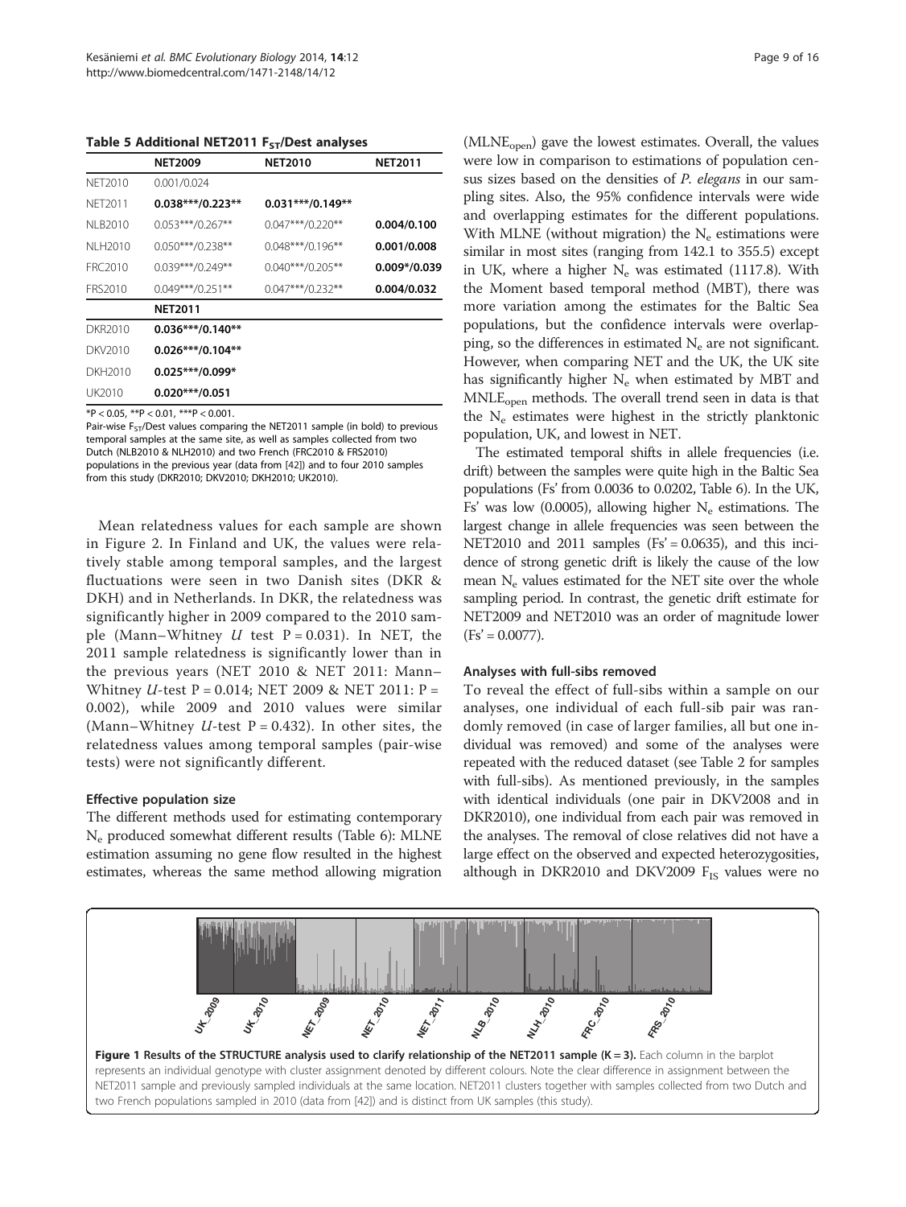**Table 5 Additional NET2011 $F_{ST}$/Dest analyses**

| | NET2009 | NET2010 | NET2011 |
|---|---|---|---|
| NET2010 | 0.001/0.024 | | |
| NET2011 | **0.038\*\*\*/0.223\*\*** | **0.031\*\*\*/0.149\*\*** | |
| NLB2010 | 0.053\*\*\*/0.267\*\* | 0.047\*\*\*/0.220\*\* | **0.004/0.100** |
| NLH2010 | 0.050\*\*\*/0.238\*\* | 0.048\*\*\*/0.196\*\* | **0.001/0.008** |
| FRC2010 | 0.039\*\*\*/0.249\*\* | 0.040\*\*\*/0.205\*\* | **0.009\*/0.039** |
| FRS2010 | 0.049\*\*\*/0.251\*\* | 0.047\*\*\*/0.232\*\* | **0.004/0.032** |
| | **NET2011** | | |
| DKR2010 | **0.036\*\*\*/0.140\*\*** | | |
| DKV2010 | **0.026\*\*\*/0.104\*\*** | | |
| DKH2010 | **0.025\*\*\*/0.099\*** | | |
| UK2010 | **0.020\*\*\*/0.051** | | |

*P < 0.05, **P < 0.01, ***P < 0.001.

Pair-wise $F_{ST}$/Dest values comparing the NET2011 sample (in bold) to previous temporal samples at the same site, as well as samples collected from two Dutch (NLB2010 & NLH2010) and two French (FRC2010 & FRS2010) populations in the previous year (data from [42]) and to four 2010 samples from this study (DKR2010; DKV2010; DKH2010; UK2010).

Mean relatedness values for each sample are shown in Figure 2. In Finland and UK, the values were relatively stable among temporal samples, and the largest fluctuations were seen in two Danish sites (DKR & DKH) and in Netherlands. In DKR, the relatedness was significantly higher in 2009 compared to the 2010 sample (Mann–Whitney *U* test P = 0.031). In NET, the 2011 sample relatedness is significantly lower than in the previous years (NET 2010 & NET 2011: Mann–Whitney *U*-test P = 0.014; NET 2009 & NET 2011: P = 0.002), while 2009 and 2010 values were similar (Mann–Whitney *U*-test P = 0.432). In other sites, the relatedness values among temporal samples (pair-wise tests) were not significantly different.

### Effective population size

The different methods used for estimating contemporary $N_e$ produced somewhat different results (Table 6): MLNE estimation assuming no gene flow resulted in the highest estimates, whereas the same method allowing migration ($MLNE_{open}$) gave the lowest estimates. Overall, the values were low in comparison to estimations of population census sizes based on the densities of *P. elegans* in our sampling sites. Also, the 95% confidence intervals were wide and overlapping estimates for the different populations. With MLNE (without migration) the $N_e$ estimations were similar in most sites (ranging from 142.1 to 355.5) except in UK, where a higher $N_e$ was estimated (1117.8). With the Moment based temporal method (MBT), there was more variation among the estimates for the Baltic Sea populations, but the confidence intervals were overlapping, so the differences in estimated $N_e$ are not significant. However, when comparing NET and the UK, the UK site has significantly higher $N_e$ when estimated by MBT and $MNLE_{open}$ methods. The overall trend seen in data is that the $N_e$ estimates were highest in the strictly planktonic population, UK, and lowest in NET.

The estimated temporal shifts in allele frequencies (i.e. drift) between the samples were quite high in the Baltic Sea populations (Fs' from 0.0036 to 0.0202, Table 6). In the UK, Fs' was low (0.0005), allowing higher $N_e$ estimations. The largest change in allele frequencies was seen between the NET2010 and 2011 samples (Fs' = 0.0635), and this incidence of strong genetic drift is likely the cause of the low mean $N_e$ values estimated for the NET site over the whole sampling period. In contrast, the genetic drift estimate for NET2009 and NET2010 was an order of magnitude lower (Fs' = 0.0077).

### Analyses with full-sibs removed

To reveal the effect of full-sibs within a sample on our analyses, one individual of each full-sib pair was randomly removed (in case of larger families, all but one individual was removed) and some of the analyses were repeated with the reduced dataset (see Table 2 for samples with full-sibs). As mentioned previously, in the samples with identical individuals (one pair in DKV2008 and in DKR2010), one individual from each pair was removed in the analyses. The removal of close relatives did not have a large effect on the observed and expected heterozygosities, although in DKR2010 and DKV2009 $F_{IS}$ values were no

**Figure 1 Results of the STRUCTURE analysis used to clarify relationship of the NET2011 sample (K = 3).** Each column in the barplot represents an individual genotype with cluster assignment denoted by different colours. Note the clear difference in assignment between the NET2011 sample and previously sampled individuals at the same location. NET2011 clusters together with samples collected from two Dutch and two French populations sampled in 2010 (data from [42]) and is distinct from UK samples (this study).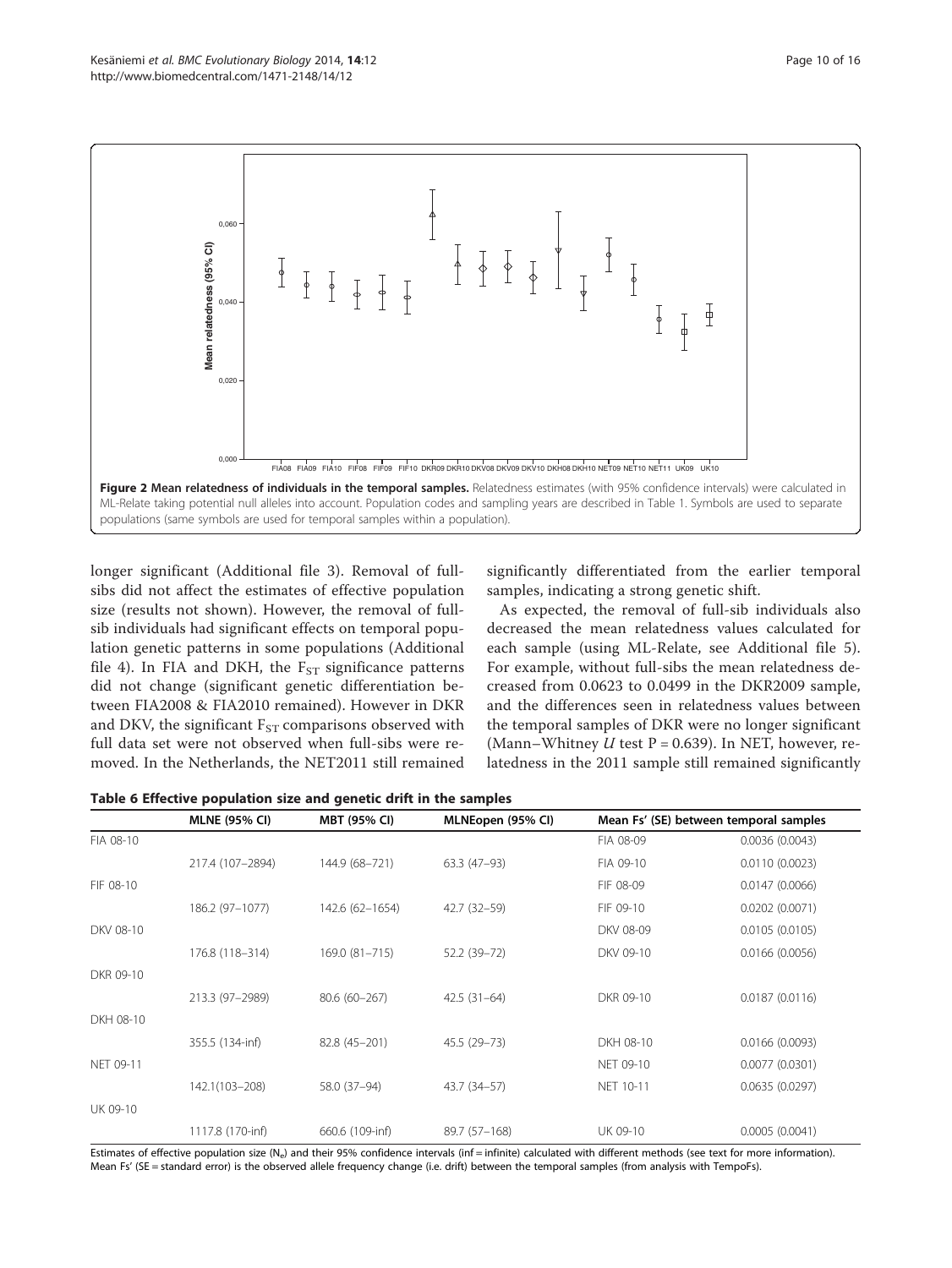**Figure 2 Mean relatedness of individuals in the temporal samples.** Relatedness estimates (with 95% confidence intervals) were calculated in ML-Relate taking potential null alleles into account. Population codes and sampling years are described in Table 1. Symbols are used to separate populations (same symbols are used for temporal samples within a population).

longer significant (Additional file 3). Removal of full-sibs did not affect the estimates of effective population size (results not shown). However, the removal of full-sib individuals had significant effects on temporal population genetic patterns in some populations (Additional file 4). In FIA and DKH, the $F_{ST}$ significance patterns did not change (significant genetic differentiation between FIA2008 & FIA2010 remained). However in DKR and DKV, the significant $F_{ST}$ comparisons observed with full data set were not observed when full-sibs were removed. In the Netherlands, the NET2011 still remained significantly differentiated from the earlier temporal samples, indicating a strong genetic shift.

As expected, the removal of full-sib individuals also decreased the mean relatedness values calculated for each sample (using ML-Relate, see Additional file 5). For example, without full-sibs the mean relatedness decreased from 0.0623 to 0.0499 in the DKR2009 sample, and the differences seen in relatedness values between the temporal samples of DKR were no longer significant (Mann−Whitney $U$ test P = 0.639). In NET, however, relatedness in the 2011 sample still remained significantly

**Table 6 Effective population size and genetic drift in the samples**

| | MLNE (95% CI) | MBT (95% CI) | MLNEopen (95% CI) | Mean Fs' (SE) between temporal samples | |
|---|---|---|---|---|---|
| FIA 08-10 | | | | FIA 08-09 | 0.0036 (0.0043) |
| | 217.4 (107–2894) | 144.9 (68–721) | 63.3 (47–93) | FIA 09-10 | 0.0110 (0.0023) |
| FIF 08-10 | | | | FIF 08-09 | 0.0147 (0.0066) |
| | 186.2 (97–1077) | 142.6 (62–1654) | 42.7 (32–59) | FIF 09-10 | 0.0202 (0.0071) |
| DKV 08-10 | | | | DKV 08-09 | 0.0105 (0.0105) |
| | 176.8 (118–314) | 169.0 (81–715) | 52.2 (39–72) | DKV 09-10 | 0.0166 (0.0056) |
| DKR 09-10 | | | | | |
| | 213.3 (97–2989) | 80.6 (60–267) | 42.5 (31–64) | DKR 09-10 | 0.0187 (0.0116) |
| DKH 08-10 | | | | | |
| | 355.5 (134-inf) | 82.8 (45–201) | 45.5 (29–73) | DKH 08-10 | 0.0166 (0.0093) |
| NET 09-11 | | | | NET 09-10 | 0.0077 (0.0301) |
| | 142.1(103–208) | 58.0 (37–94) | 43.7 (34–57) | NET 10-11 | 0.0635 (0.0297) |
| UK 09-10 | | | | | |
| | 1117.8 (170-inf) | 660.6 (109-inf) | 89.7 (57–168) | UK 09-10 | 0.0005 (0.0041) |

Estimates of effective population size ($N_e$) and their 95% confidence intervals (inf = infinite) calculated with different methods (see text for more information). Mean Fs' (SE = standard error) is the observed allele frequency change (i.e. drift) between the temporal samples (from analysis with TempoFs).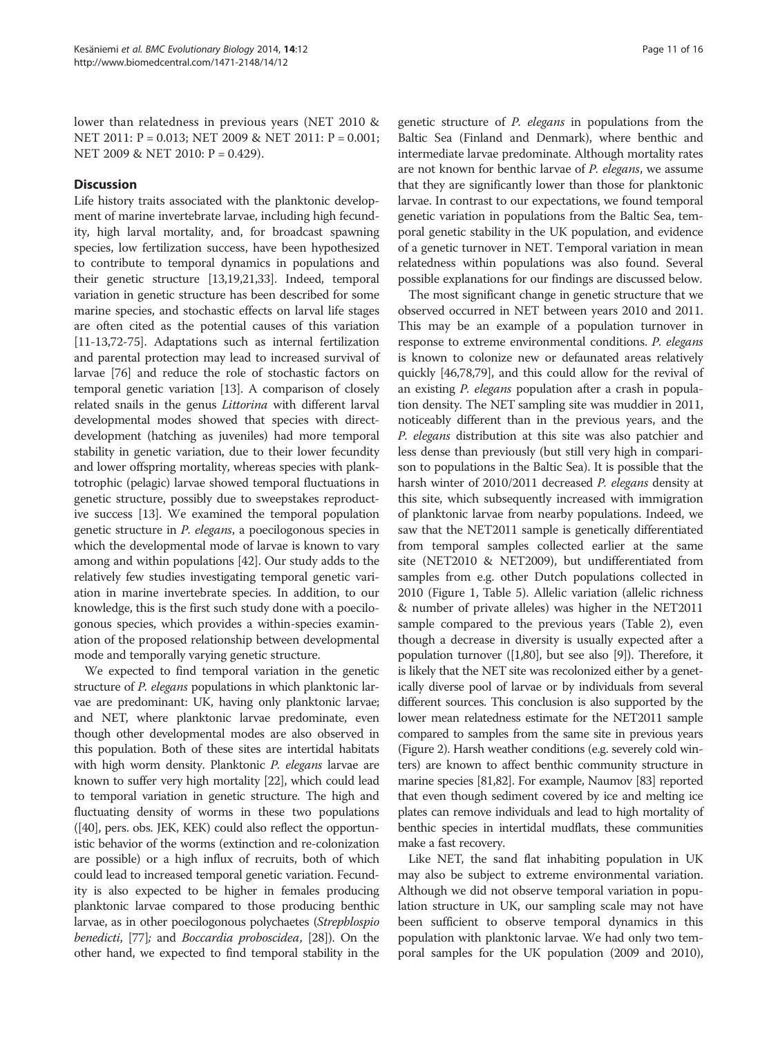lower than relatedness in previous years (NET 2010 & NET 2011: P = 0.013; NET 2009 & NET 2011: P = 0.001; NET 2009 & NET 2010: P = 0.429).

## Discussion

Life history traits associated with the planktonic development of marine invertebrate larvae, including high fecundity, high larval mortality, and, for broadcast spawning species, low fertilization success, have been hypothesized to contribute to temporal dynamics in populations and their genetic structure [13,19,21,33]. Indeed, temporal variation in genetic structure has been described for some marine species, and stochastic effects on larval life stages are often cited as the potential causes of this variation [11-13,72-75]. Adaptations such as internal fertilization and parental protection may lead to increased survival of larvae [76] and reduce the role of stochastic factors on temporal genetic variation [13]. A comparison of closely related snails in the genus *Littorina* with different larval developmental modes showed that species with direct-development (hatching as juveniles) had more temporal stability in genetic variation, due to their lower fecundity and lower offspring mortality, whereas species with planktotrophic (pelagic) larvae showed temporal fluctuations in genetic structure, possibly due to sweepstakes reproductive success [13]. We examined the temporal population genetic structure in *P. elegans*, a poecilogonous species in which the developmental mode of larvae is known to vary among and within populations [42]. Our study adds to the relatively few studies investigating temporal genetic variation in marine invertebrate species. In addition, to our knowledge, this is the first such study done with a poecilogonous species, which provides a within-species examination of the proposed relationship between developmental mode and temporally varying genetic structure.

We expected to find temporal variation in the genetic structure of *P. elegans* populations in which planktonic larvae are predominant: UK, having only planktonic larvae; and NET, where planktonic larvae predominate, even though other developmental modes are also observed in this population. Both of these sites are intertidal habitats with high worm density. Planktonic *P. elegans* larvae are known to suffer very high mortality [22], which could lead to temporal variation in genetic structure. The high and fluctuating density of worms in these two populations ([40], pers. obs. JEK, KEK) could also reflect the opportunistic behavior of the worms (extinction and re-colonization are possible) or a high influx of recruits, both of which could lead to increased temporal genetic variation. Fecundity is also expected to be higher in females producing planktonic larvae compared to those producing benthic larvae, as in other poecilogonous polychaetes (*Streblospio benedicti*, [77]; and *Boccardia proboscidea*, [28]). On the other hand, we expected to find temporal stability in the genetic structure of *P. elegans* in populations from the Baltic Sea (Finland and Denmark), where benthic and intermediate larvae predominate. Although mortality rates are not known for benthic larvae of *P. elegans*, we assume that they are significantly lower than those for planktonic larvae. In contrast to our expectations, we found temporal genetic variation in populations from the Baltic Sea, temporal genetic stability in the UK population, and evidence of a genetic turnover in NET. Temporal variation in mean relatedness within populations was also found. Several possible explanations for our findings are discussed below.

The most significant change in genetic structure that we observed occurred in NET between years 2010 and 2011. This may be an example of a population turnover in response to extreme environmental conditions. *P. elegans* is known to colonize new or defaunated areas relatively quickly [46,78,79], and this could allow for the revival of an existing *P. elegans* population after a crash in population density. The NET sampling site was muddier in 2011, noticeably different than in the previous years, and the *P. elegans* distribution at this site was also patchier and less dense than previously (but still very high in comparison to populations in the Baltic Sea). It is possible that the harsh winter of 2010/2011 decreased *P. elegans* density at this site, which subsequently increased with immigration of planktonic larvae from nearby populations. Indeed, we saw that the NET2011 sample is genetically differentiated from temporal samples collected earlier at the same site (NET2010 & NET2009), but undifferentiated from samples from e.g. other Dutch populations collected in 2010 (Figure 1, Table 5). Allelic variation (allelic richness & number of private alleles) was higher in the NET2011 sample compared to the previous years (Table 2), even though a decrease in diversity is usually expected after a population turnover ([1,80], but see also [9]). Therefore, it is likely that the NET site was recolonized either by a genetically diverse pool of larvae or by individuals from several different sources. This conclusion is also supported by the lower mean relatedness estimate for the NET2011 sample compared to samples from the same site in previous years (Figure 2). Harsh weather conditions (e.g. severely cold winters) are known to affect benthic community structure in marine species [81,82]. For example, Naumov [83] reported that even though sediment covered by ice and melting ice plates can remove individuals and lead to high mortality of benthic species in intertidal mudflats, these communities make a fast recovery.

Like NET, the sand flat inhabiting population in UK may also be subject to extreme environmental variation. Although we did not observe temporal variation in population structure in UK, our sampling scale may not have been sufficient to observe temporal dynamics in this population with planktonic larvae. We had only two temporal samples for the UK population (2009 and 2010),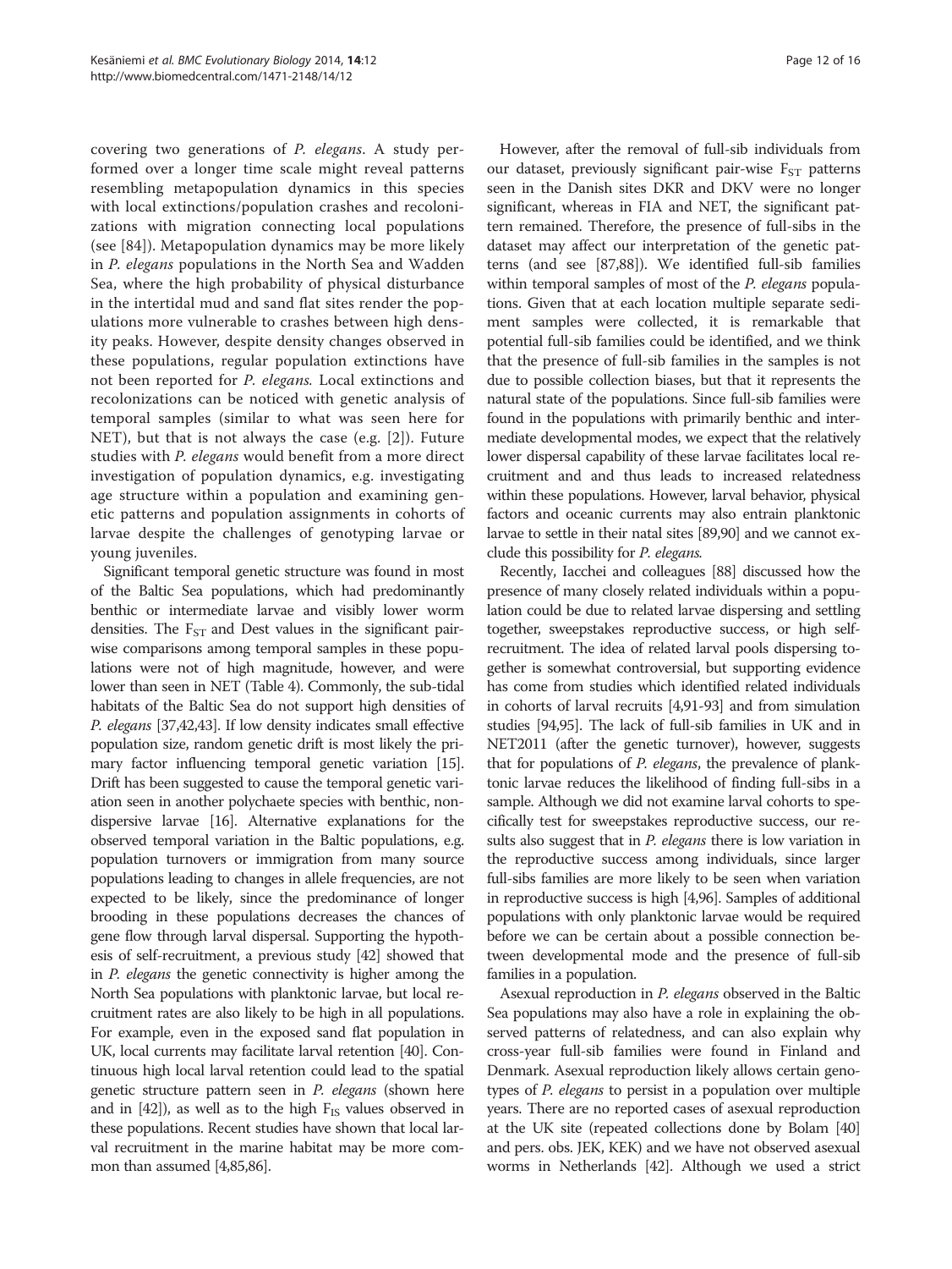covering two generations of *P. elegans*. A study performed over a longer time scale might reveal patterns resembling metapopulation dynamics in this species with local extinctions/population crashes and recolonizations with migration connecting local populations (see [84]). Metapopulation dynamics may be more likely in *P. elegans* populations in the North Sea and Wadden Sea, where the high probability of physical disturbance in the intertidal mud and sand flat sites render the populations more vulnerable to crashes between high density peaks. However, despite density changes observed in these populations, regular population extinctions have not been reported for *P. elegans.* Local extinctions and recolonizations can be noticed with genetic analysis of temporal samples (similar to what was seen here for NET), but that is not always the case (e.g. [2]). Future studies with *P. elegans* would benefit from a more direct investigation of population dynamics, e.g. investigating age structure within a population and examining genetic patterns and population assignments in cohorts of larvae despite the challenges of genotyping larvae or young juveniles.

Significant temporal genetic structure was found in most of the Baltic Sea populations, which had predominantly benthic or intermediate larvae and visibly lower worm densities. The $F_{ST}$ and Dest values in the significant pairwise comparisons among temporal samples in these populations were not of high magnitude, however, and were lower than seen in NET (Table 4). Commonly, the sub-tidal habitats of the Baltic Sea do not support high densities of *P. elegans* [37,42,43]. If low density indicates small effective population size, random genetic drift is most likely the primary factor influencing temporal genetic variation [15]. Drift has been suggested to cause the temporal genetic variation seen in another polychaete species with benthic, non-dispersive larvae [16]. Alternative explanations for the observed temporal variation in the Baltic populations, e.g. population turnovers or immigration from many source populations leading to changes in allele frequencies, are not expected to be likely, since the predominance of longer brooding in these populations decreases the chances of gene flow through larval dispersal. Supporting the hypothesis of self-recruitment, a previous study [42] showed that in *P. elegans* the genetic connectivity is higher among the North Sea populations with planktonic larvae, but local recruitment rates are also likely to be high in all populations. For example, even in the exposed sand flat population in UK, local currents may facilitate larval retention [40]. Continuous high local larval retention could lead to the spatial genetic structure pattern seen in *P. elegans* (shown here and in [42]), as well as to the high $F_{IS}$ values observed in these populations. Recent studies have shown that local larval recruitment in the marine habitat may be more common than assumed [4,85,86].

However, after the removal of full-sib individuals from our dataset, previously significant pair-wise $F_{ST}$ patterns seen in the Danish sites DKR and DKV were no longer significant, whereas in FIA and NET, the significant pattern remained. Therefore, the presence of full-sibs in the dataset may affect our interpretation of the genetic patterns (and see [87,88]). We identified full-sib families within temporal samples of most of the *P. elegans* populations. Given that at each location multiple separate sediment samples were collected, it is remarkable that potential full-sib families could be identified, and we think that the presence of full-sib families in the samples is not due to possible collection biases, but that it represents the natural state of the populations. Since full-sib families were found in the populations with primarily benthic and intermediate developmental modes, we expect that the relatively lower dispersal capability of these larvae facilitates local recruitment and and thus leads to increased relatedness within these populations. However, larval behavior, physical factors and oceanic currents may also entrain planktonic larvae to settle in their natal sites [89,90] and we cannot exclude this possibility for *P. elegans.*

Recently, Iacchei and colleagues [88] discussed how the presence of many closely related individuals within a population could be due to related larvae dispersing and settling together, sweepstakes reproductive success, or high self-recruitment. The idea of related larval pools dispersing together is somewhat controversial, but supporting evidence has come from studies which identified related individuals in cohorts of larval recruits [4,91-93] and from simulation studies [94,95]. The lack of full-sib families in UK and in NET2011 (after the genetic turnover), however, suggests that for populations of *P. elegans*, the prevalence of planktonic larvae reduces the likelihood of finding full-sibs in a sample. Although we did not examine larval cohorts to specifically test for sweepstakes reproductive success, our results also suggest that in *P. elegans* there is low variation in the reproductive success among individuals, since larger full-sibs families are more likely to be seen when variation in reproductive success is high [4,96]. Samples of additional populations with only planktonic larvae would be required before we can be certain about a possible connection between developmental mode and the presence of full-sib families in a population.

Asexual reproduction in *P. elegans* observed in the Baltic Sea populations may also have a role in explaining the observed patterns of relatedness, and can also explain why cross-year full-sib families were found in Finland and Denmark. Asexual reproduction likely allows certain genotypes of *P. elegans* to persist in a population over multiple years. There are no reported cases of asexual reproduction at the UK site (repeated collections done by Bolam [40] and pers. obs. JEK, KEK) and we have not observed asexual worms in Netherlands [42]. Although we used a strict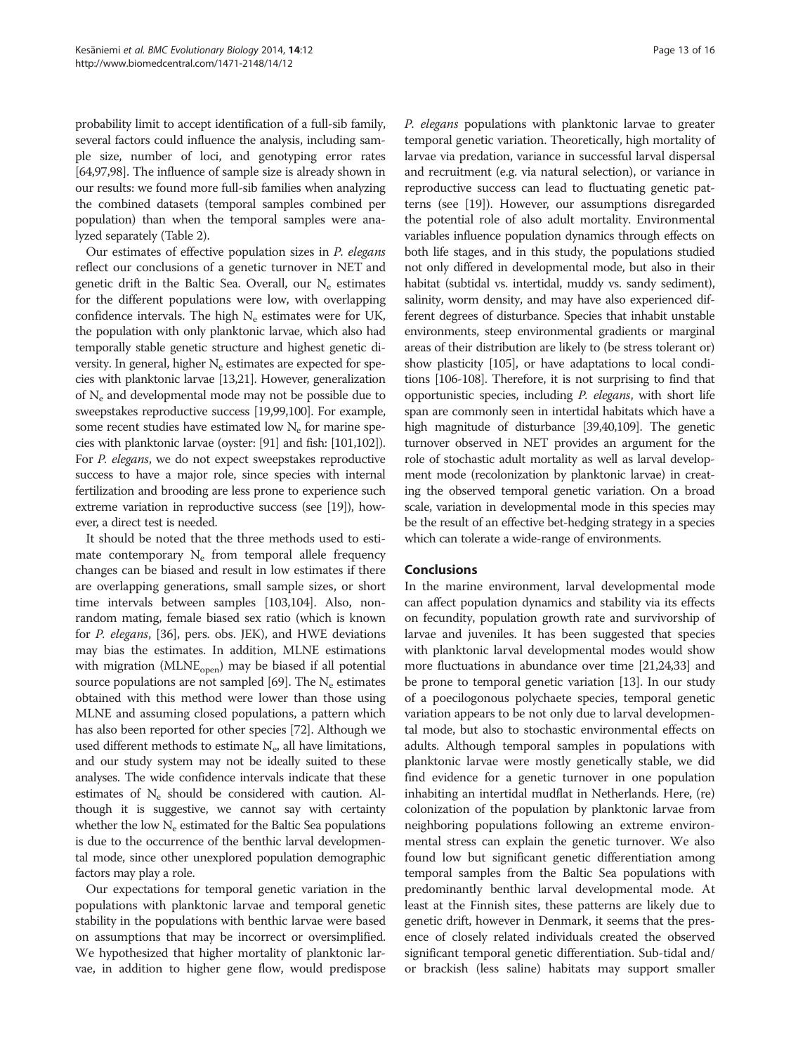probability limit to accept identification of a full-sib family, several factors could influence the analysis, including sample size, number of loci, and genotyping error rates [64,97,98]. The influence of sample size is already shown in our results: we found more full-sib families when analyzing the combined datasets (temporal samples combined per population) than when the temporal samples were analyzed separately (Table 2).

Our estimates of effective population sizes in *P. elegans* reflect our conclusions of a genetic turnover in NET and genetic drift in the Baltic Sea. Overall, our $N_e$ estimates for the different populations were low, with overlapping confidence intervals. The high $N_e$ estimates were for UK, the population with only planktonic larvae, which also had temporally stable genetic structure and highest genetic diversity. In general, higher $N_e$ estimates are expected for species with planktonic larvae [13,21]. However, generalization of $N_e$ and developmental mode may not be possible due to sweepstakes reproductive success [19,99,100]. For example, some recent studies have estimated low $N_e$ for marine species with planktonic larvae (oyster: [91] and fish: [101,102]). For *P. elegans*, we do not expect sweepstakes reproductive success to have a major role, since species with internal fertilization and brooding are less prone to experience such extreme variation in reproductive success (see [19]), however, a direct test is needed.

It should be noted that the three methods used to estimate contemporary $N_e$ from temporal allele frequency changes can be biased and result in low estimates if there are overlapping generations, small sample sizes, or short time intervals between samples [103,104]. Also, non-random mating, female biased sex ratio (which is known for *P. elegans*, [36], pers. obs. JEK), and HWE deviations may bias the estimates. In addition, MLNE estimations with migration ($MLNE_{open}$) may be biased if all potential source populations are not sampled [69]. The $N_e$ estimates obtained with this method were lower than those using MLNE and assuming closed populations, a pattern which has also been reported for other species [72]. Although we used different methods to estimate $N_e$, all have limitations, and our study system may not be ideally suited to these analyses. The wide confidence intervals indicate that these estimates of $N_e$ should be considered with caution. Although it is suggestive, we cannot say with certainty whether the low $N_e$ estimated for the Baltic Sea populations is due to the occurrence of the benthic larval developmental mode, since other unexplored population demographic factors may play a role.

Our expectations for temporal genetic variation in the populations with planktonic larvae and temporal genetic stability in the populations with benthic larvae were based on assumptions that may be incorrect or oversimplified. We hypothesized that higher mortality of planktonic larvae, in addition to higher gene flow, would predispose *P. elegans* populations with planktonic larvae to greater temporal genetic variation. Theoretically, high mortality of larvae via predation, variance in successful larval dispersal and recruitment (e.g. via natural selection), or variance in reproductive success can lead to fluctuating genetic patterns (see [19]). However, our assumptions disregarded the potential role of also adult mortality. Environmental variables influence population dynamics through effects on both life stages, and in this study, the populations studied not only differed in developmental mode, but also in their habitat (subtidal vs. intertidal, muddy vs. sandy sediment), salinity, worm density, and may have also experienced different degrees of disturbance. Species that inhabit unstable environments, steep environmental gradients or marginal areas of their distribution are likely to (be stress tolerant or) show plasticity [105], or have adaptations to local conditions [106-108]. Therefore, it is not surprising to find that opportunistic species, including *P. elegans*, with short life span are commonly seen in intertidal habitats which have a high magnitude of disturbance [39,40,109]. The genetic turnover observed in NET provides an argument for the role of stochastic adult mortality as well as larval development mode (recolonization by planktonic larvae) in creating the observed temporal genetic variation. On a broad scale, variation in developmental mode in this species may be the result of an effective bet-hedging strategy in a species which can tolerate a wide-range of environments.

## Conclusions

In the marine environment, larval developmental mode can affect population dynamics and stability via its effects on fecundity, population growth rate and survivorship of larvae and juveniles. It has been suggested that species with planktonic larval developmental modes would show more fluctuations in abundance over time [21,24,33] and be prone to temporal genetic variation [13]. In our study of a poecilogonous polychaete species, temporal genetic variation appears to be not only due to larval developmental mode, but also to stochastic environmental effects on adults. Although temporal samples in populations with planktonic larvae were mostly genetically stable, we did find evidence for a genetic turnover in one population inhabiting an intertidal mudflat in Netherlands. Here, (re) colonization of the population by planktonic larvae from neighboring populations following an extreme environmental stress can explain the genetic turnover. We also found low but significant genetic differentiation among temporal samples from the Baltic Sea populations with predominantly benthic larval developmental mode. At least at the Finnish sites, these patterns are likely due to genetic drift, however in Denmark, it seems that the presence of closely related individuals created the observed significant temporal genetic differentiation. Sub-tidal and/ or brackish (less saline) habitats may support smaller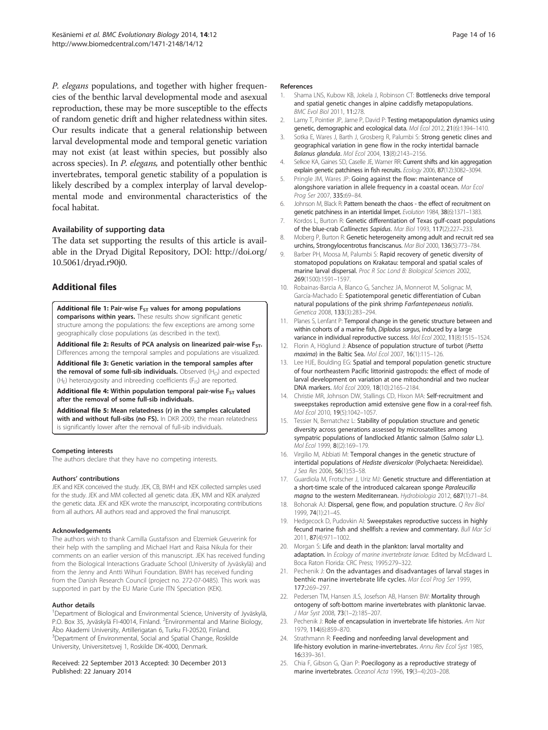*P. elegans* populations, and together with higher frequencies of the benthic larval developmental mode and asexual reproduction, these may be more susceptible to the effects of random genetic drift and higher relatedness within sites. Our results indicate that a general relationship between larval developmental mode and temporal genetic variation may not exist (at least within species, but possibly also across species). In *P. elegans,* and potentially other benthic invertebrates, temporal genetic stability of a population is likely described by a complex interplay of larval developmental mode and environmental characteristics of the focal habitat.

### Availability of supporting data

The data set supporting the results of this article is available in the Dryad Digital Repository, DOI: http://doi.org/10.5061/dryad.r90j0.

## Additional files

**Additional file 1: Pair-wise $F_{ST}$ values for among populations comparisons within years.** These results show significant genetic structure among the populations: the few exceptions are among some geographically close populations (as described in the text).

**Additional file 2: Results of PCA analysis on linearized pair-wise $F_{ST}$.** Differences among the temporal samples and populations are visualized.

**Additional file 3: Genetic variation in the temporal samples after the removal of some full-sib individuals.** Observed ($H_O$) and expected ($H_E$) heterozygosity and inbreeding coefficients ($F_{IS}$) are reported.

**Additional file 4: Within population temporal pair-wise $F_{ST}$ values after the removal of some full-sib individuals.**

**Additional file 5: Mean relatedness (r) in the samples calculated with and without full-sibs (no FS).** In DKR 2009, the mean relatedness is significantly lower after the removal of full-sib individuals.

#### Competing interests

The authors declare that they have no competing interests.

#### Authors' contributions

JEK and KEK conceived the study. JEK, CB, BWH and KEK collected samples used for the study. JEK and MM collected all genetic data. JEK, MM and KEK analyzed the genetic data. JEK and KEK wrote the manuscript, incorporating contributions from all authors. All authors read and approved the final manuscript.

#### Acknowledgements

The authors wish to thank Camilla Gustafsson and Elzemiek Geuverink for their help with the sampling and Michael Hart and Raisa Nikula for their comments on an earlier version of this manuscript. JEK has received funding from the Biological Interactions Graduate School (University of Jyväskylä) and from the Jenny and Antti Wihuri Foundation. BWH has received funding from the Danish Research Council (project no. 272-07-0485). This work was supported in part by the EU Marie Curie ITN Speciation (KEK).

#### Author details

[1]Department of Biological and Environmental Science, University of Jyväskylä, P.O. Box 35, Jyväskylä FI-40014, Finland. [2]Environmental and Marine Biology, Åbo Akademi University, Artillerigatan 6, Turku FI-20520, Finland. [3]Department of Environmental, Social and Spatial Change, Roskilde University, Universitetsvej 1, Roskilde DK-4000, Denmark.

Received: 22 September 2013 Accepted: 30 December 2013
Published: 22 January 2014

#### References

1. Shama LNS, Kubow KB, Jokela J, Robinson CT: Bottlenecks drive temporal and spatial genetic changes in alpine caddisfly metapopulations. *BMC Evol Biol* 2011, 11:278.
2. Lamy T, Pointier JP, Jarne P, David P: Testing metapopulation dynamics using genetic, demographic and ecological data. *Mol Ecol* 2012, 21(6):1394–1410.
3. Sotka E, Wares J, Barth J, Grosberg R, Palumbi S: Strong genetic clines and geographical variation in gene flow in the rocky intertidal barnacle *Balanus glandula*. *Mol Ecol* 2004, 13(8):2143–2156.
4. Selkoe KA, Gaines SD, Caselle JE, Warner RR: Current shifts and kin aggregation explain genetic patchiness in fish recruits. *Ecology* 2006, 87(12):3082–3094.
5. Pringle JM, Wares JP: Going against the flow: maintenance of alongshore variation in allele frequency in a coastal ocean. *Mar Ecol Prog Ser* 2007, 335:69–84.
6. Johnson M, Black R: Pattern beneath the chaos - the effect of recruitment on genetic patchiness in an intertidal limpet. *Evolution* 1984, 38(6):1371–1383.
7. Kordos L, Burton R: Genetic differentiation of Texas gulf-coast populations of the blue-crab *Callinectes Sapidus*. *Mar Biol* 1993, 117(2):227–233.
8. Moberg P, Burton R: Genetic heterogeneity among adult and recruit red sea urchins, Strongylocentrotus franciscanus. *Mar Biol* 2000, 136(5):773–784.
9. Barber PH, Moosa M, Palumbi S: Rapid recovery of genetic diversity of stomatopod populations on Krakatau: temporal and spatial scales of marine larval dispersal. *Proc R Soc Lond B: Biological Sciences* 2002, 269(1500):1591–1597.
10. Robainas-Barcia A, Blanco G, Sanchez JA, Monnerot M, Solignac M, García-Machado E: Spatiotemporal genetic differentiation of Cuban natural populations of the pink shrimp *Farfantepenaeus notialis*. *Genetica* 2008, 133(3):283–294.
11. Planes S, Lenfant P: Temporal change in the genetic structure between and within cohorts of a marine fish, *Diplodus sargus*, induced by a large variance in individual reproductive success. *Mol Ecol* 2002, 11(8):1515–1524.
12. Florin A, Höglund J: Absence of population structure of turbot (*Psetta maxima*) in the Baltic Sea. *Mol Ecol* 2007, 16(1):115–126.
13. Lee HJE, Boulding EG: Spatial and temporal population genetic structure of four northeastern Pacific littorinid gastropods: the effect of mode of larval development on variation at one mitochondrial and two nuclear DNA markers. *Mol Ecol* 2009, 18(10):2165–2184.
14. Christie MR, Johnson DW, Stallings CD, Hixon MA: Self-recruitment and sweepstakes reproduction amid extensive gene flow in a coral-reef fish. *Mol Ecol* 2010, 19(5):1042–1057.
15. Tessier N, Bernatchez L: Stability of population structure and genetic diversity across generations assessed by microsatellites among sympatric populations of landlocked Atlantic salmon (*Salmo salar* L.). *Mol Ecol* 1999, 8((2):169–179.
16. Virgilio M, Abbiati M: Temporal changes in the genetic structure of intertidal populations of *Hediste diversicolor* (Polychaeta: Nereididae). *J Sea Res* 2006, 56(1):53–58.
17. Guardiola M, Frotscher J, Uriz MJ: Genetic structure and differentiation at a short-time scale of the introduced calcarean sponge *Paraleucilla magna* to the western Mediterranean. *Hydrobiologia* 2012, 687(1):71–84.
18. Bohonak AJ: Dispersal, gene flow, and population structure. *Q Rev Biol* 1999, 74(1):21–45.
19. Hedgecock D, Pudovkin AI: Sweepstakes reproductive success in highly fecund marine fish and shellfish: a review and commentary. *Bull Mar Sci* 2011, 87(4):971–1002.
20. Morgan S: Life and death in the plankton: larval mortality and adaptation. In *Ecology of marine invertebrate larvae.* Edited by McEdward L. Boca Raton Florida: CRC Press; 1995:279–322.
21. Pechenik J: On the advantages and disadvantages of larval stages in benthic marine invertebrate life cycles. *Mar Ecol Prog Ser* 1999, 177:269–297.
22. Pedersen TM, Hansen JLS, Josefson AB, Hansen BW: Mortality through ontogeny of soft-bottom marine invertebrates with planktonic larvae. *J Mar Syst* 2008, 73(1–2):185–207.
23. Pechenik J: Role of encapsulation in invertebrate life histories. *Am Nat* 1979, 114(6):859–870.
24. Strathmann R: Feeding and nonfeeding larval development and life-history evolution in marine-invertebrates. *Annu Rev Ecol Syst* 1985, 16:339–361.
25. Chia F, Gibson G, Qian P: Poecilogony as a reproductive strategy of marine invertebrates. *Oceanol Acta* 1996, 19(3–4):203–208.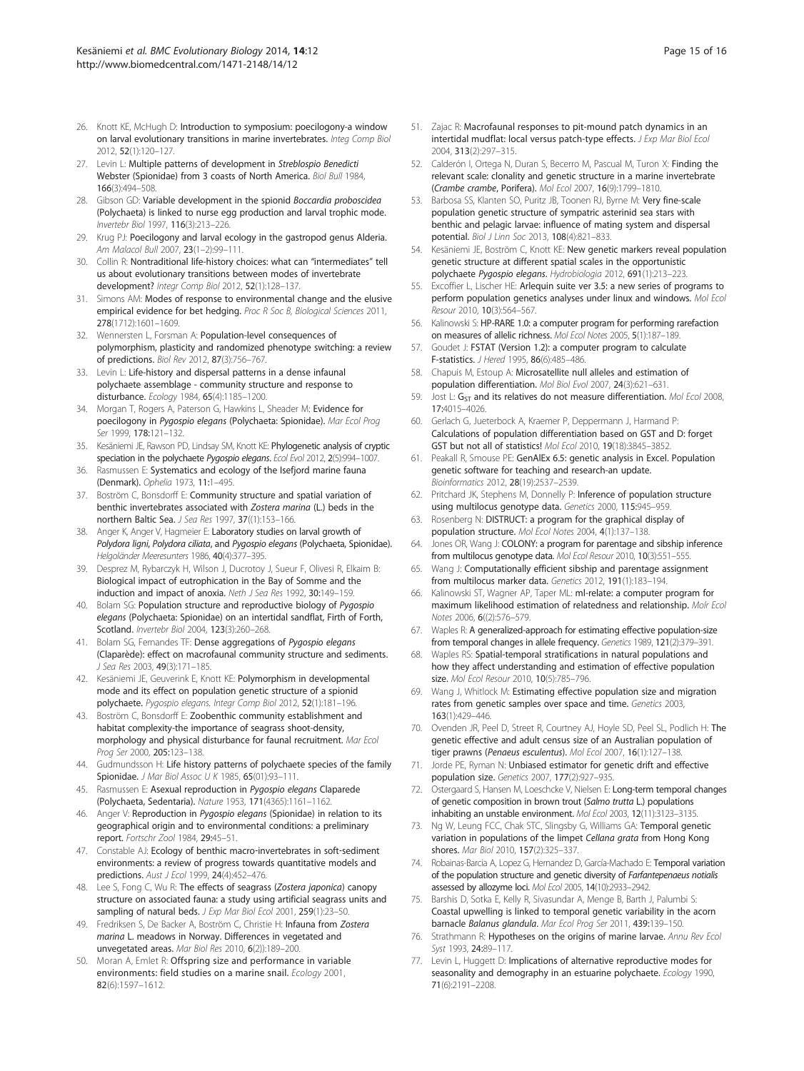26. Knott KE, McHugh D: **Introduction to symposium: poecilogony-a window on larval evolutionary transitions in marine invertebrates.** *Integ Comp Biol* 2012, **52**(1):120–127.
27. Levin L: **Multiple patterns of development in** ***Streblospio Benedicti*** **Webster (Spionidae) from 3 coasts of North America.** *Biol Bull* 1984, **166**(3):494–508.
28. Gibson GD: **Variable development in the spionid** ***Boccardia proboscidea*** **(Polychaeta) is linked to nurse egg production and larval trophic mode.** *Invertebr Biol* 1997, **116**(3):213–226.
29. Krug PJ: **Poecilogony and larval ecology in the gastropod genus Alderia.** *Am Malacol Bull* 2007, **23**(1–2):99–111.
30. Collin R: **Nontraditional life-history choices: what can "intermediates" tell us about evolutionary transitions between modes of invertebrate development?** *Integr Comp Biol* 2012, **52**(1):128–137.
31. Simons AM: **Modes of response to environmental change and the elusive empirical evidence for bet hedging.** *Proc R Soc B, Biological Sciences* 2011, **278**(1712):1601–1609.
32. Wennersten L, Forsman A: **Population-level consequences of polymorphism, plasticity and randomized phenotype switching: a review of predictions.** *Biol Rev* 2012, **87**(3):756–767.
33. Levin L: **Life-history and dispersal patterns in a dense infaunal polychaete assemblage - community structure and response to disturbance.** *Ecology* 1984, **65**(4):1185–1200.
34. Morgan T, Rogers A, Paterson G, Hawkins L, Sheader M: **Evidence for poecilogony in** ***Pygospio elegans*** **(Polychaeta: Spionidae).** *Mar Ecol Prog Ser* 1999, **178:**121–132.
35. Kesäniemi JE, Rawson PD, Lindsay SM, Knott KE: **Phylogenetic analysis of cryptic speciation in the polychaete** ***Pygospio elegans.*** *Ecol Evol* 2012, **2**(5):994–1007.
36. Rasmussen E: **Systematics and ecology of the Isefjord marine fauna (Denmark).** *Ophelia* 1973, **11:**1–495.
37. Boström C, Bonsdorff E: **Community structure and spatial variation of benthic invertebrates associated with** ***Zostera marina*** **(L.) beds in the northern Baltic Sea.** *J Sea Res* 1997, **37**((1):153–166.
38. Anger K, Anger V, Hagmeier E: **Laboratory studies on larval growth of** ***Polydora ligni, Polydora ciliata,*** **and** ***Pygospio elegans*** **(Polychaeta, Spionidae).** *Helgoländer Meeresunters* 1986, **40**(4):377–395.
39. Desprez M, Rybarczyk H, Wilson J, Ducrotoy J, Sueur F, Olivesi R, Elkaim B: **Biological impact of eutrophication in the Bay of Somme and the induction and impact of anoxia.** *Neth J Sea Res* 1992, **30:**149–159.
40. Bolam SG: **Population structure and reproductive biology of** ***Pygospio elegans*** **(Polychaeta: Spionidae) on an intertidal sandflat, Firth of Forth, Scotland.** *Invertebr Biol* 2004, **123**(3):260–268.
41. Bolam SG, Fernandes TF: **Dense aggregations of** ***Pygospio elegans*** **(Claparède): effect on macrofaunal community structure and sediments.** *J Sea Res* 2003, **49**(3):171–185.
42. Kesäniemi JE, Geuverink E, Knott KE: **Polymorphism in developmental mode and its effect on population genetic structure of a spionid polychaete.** *Pygospio elegans. Integr Comp Biol* 2012, **52**(1):181–196.
43. Boström C, Bonsdorff E: **Zoobenthic community establishment and habitat complexity-the importance of seagrass shoot-density, morphology and physical disturbance for faunal recruitment.** *Mar Ecol Prog Ser* 2000, **205:**123–138.
44. Gudmundsson H: **Life history patterns of polychaete species of the family Spionidae.** *J Mar Biol Assoc U K* 1985, **65**(01):93–111.
45. Rasmussen E: **Asexual reproduction in** ***Pygospio elegans*** **Claparede (Polychaeta, Sedentaria).** *Nature* 1953, **171**(4365):1161–1162.
46. Anger V: **Reproduction in** ***Pygospio elegans*** **(Spionidae) in relation to its geographical origin and to environmental conditions: a preliminary report.** *Fortschr Zool* 1984, **29:**45–51.
47. Constable AJ: **Ecology of benthic macro-invertebrates in soft-sediment environments: a review of progress towards quantitative models and predictions.** *Aust J Ecol* 1999, **24**(4):452–476.
48. Lee S, Fong C, Wu R: **The effects of seagrass (*****Zostera japonica*****) canopy structure on associated fauna: a study using artificial seagrass units and sampling of natural beds.** *J Exp Mar Biol Ecol* 2001, **259**(1):23–50.
49. Fredriksen S, De Backer A, Boström C, Christie H: **Infauna from** ***Zostera marina*** **L. meadows in Norway. Differences in vegetated and unvegetated areas.** *Mar Biol Res* 2010, **6**(2)):189–200.
50. Moran A, Emlet R: **Offspring size and performance in variable environments: field studies on a marine snail.** *Ecology* 2001, **82**(6):1597–1612.
51. Zajac R: **Macrofaunal responses to pit-mound patch dynamics in an intertidal mudflat: local versus patch-type effects.** *J Exp Mar Biol Ecol* 2004, **313**(2):297–315.
52. Calderón I, Ortega N, Duran S, Becerro M, Pascual M, Turon X: **Finding the relevant scale: clonality and genetic structure in a marine invertebrate (*****Crambe crambe*****, Porifera).** *Mol Ecol* 2007, **16**(9):1799–1810.
53. Barbosa SS, Klanten SO, Puritz JB, Toonen RJ, Byrne M: **Very fine-scale population genetic structure of sympatric asterinid sea stars with benthic and pelagic larvae: influence of mating system and dispersal potential.** *Biol J Linn Soc* 2013, **108**(4):821–833.
54. Kesäniemi JE, Boström C, Knott KE: **New genetic markers reveal population genetic structure at different spatial scales in the opportunistic polychaete** ***Pygospio elegans.*** *Hydrobiologia* 2012, **691**(1):213–223.
55. Excoffier L, Lischer HE: **Arlequin suite ver 3.5: a new series of programs to perform population genetics analyses under linux and windows.** *Mol Ecol Resour* 2010, **10**(3):564–567.
56. Kalinowski S: **HP-RARE 1.0: a computer program for performing rarefaction on measures of allelic richness.** *Mol Ecol Notes* 2005, **5**(1):187–189.
57. Goudet J: **FSTAT (Version 1.2): a computer program to calculate F-statistics.** *J Hered* 1995, **86**(6):485–486.
58. Chapuis M, Estoup A: **Microsatellite null alleles and estimation of population differentiation.** *Mol Biol Evol* 2007, **24**(3):621–631.
59. Jost L: **$G_{ST}$ and its relatives do not measure differentiation.** *Mol Ecol* 2008, **17:**4015–4026.
60. Gerlach G, Jueterbock A, Kraemer P, Deppermann J, Harmand P: **Calculations of population differentiation based on GST and D: forget GST but not all of statistics!** *Mol Ecol* 2010, **19**(18):3845–3852.
61. Peakall R, Smouse PE: **GenAlEx 6.5: genetic analysis in Excel. Population genetic software for teaching and research-an update.** *Bioinformatics* 2012, **28**(19):2537–2539.
62. Pritchard JK, Stephens M, Donnelly P: **Inference of population structure using multilocus genotype data.** *Genetics* 2000, **115:**945–959.
63. Rosenberg N: **DISTRUCT: a program for the graphical display of population structure.** *Mol Ecol Notes* 2004, **4**(1):137–138.
64. Jones OR, Wang J: **COLONY: a program for parentage and sibship inference from multilocus genotype data.** *Mol Ecol Resour* 2010, **10**(3):551–555.
65. Wang J: **Computationally efficient sibship and parentage assignment from multilocus marker data.** *Genetics* 2012, **191**(1):183–194.
66. Kalinowski ST, Wagner AP, Taper ML: **ml-relate: a computer program for maximum likelihood estimation of relatedness and relationship.** *Molr Ecol Notes* 2006, **6**((2):576–579.
67. Waples R: **A generalized-approach for estimating effective population-size from temporal changes in allele frequency.** *Genetics* 1989, **121**(2):379–391.
68. Waples RS: **Spatial-temporal stratifications in natural populations and how they affect understanding and estimation of effective population size.** *Mol Ecol Resour* 2010, **10**(5):785–796.
69. Wang J, Whitlock M: **Estimating effective population size and migration rates from genetic samples over space and time.** *Genetics* 2003, **163**(1):429–446.
70. Ovenden JR, Peel D, Street R, Courtney AJ, Hoyle SD, Peel SL, Podlich H: **The genetic effective and adult census size of an Australian population of tiger prawns (*****Penaeus esculentus*****).** *Mol Ecol* 2007, **16**(1):127–138.
71. Jorde PE, Ryman N: **Unbiased estimator for genetic drift and effective population size.** *Genetics* 2007, **177**(2):927–935.
72. Ostergaard S, Hansen M, Loeschcke V, Nielsen E: **Long-term temporal changes of genetic composition in brown trout (*****Salmo trutta*** **L.) populations inhabiting an unstable environment.** *Mol Ecol* 2003, **12**(11):3123–3135.
73. Ng W, Leung FCC, Chak STC, Slingsby G, Williams GA: **Temporal genetic variation in populations of the limpet** ***Cellana grata*** **from Hong Kong shores.** *Mar Biol* 2010, **157**(2):325–337.
74. Robainas-Barcia A, Lopez G, Hernandez D, García-Machado E: **Temporal variation of the population structure and genetic diversity of** ***Farfantepenaeus notialis*** **assessed by allozyme loci.** *Mol Ecol* 2005, **14**(10):2933–2942.
75. Barshis D, Sotka E, Kelly R, Sivasundar A, Menge B, Barth J, Palumbi S: **Coastal upwelling is linked to temporal genetic variability in the acorn barnacle** ***Balanus glandula.*** *Mar Ecol Prog Ser* 2011, **439:**139–150.
76. Strathmann R: **Hypotheses on the origins of marine larvae.** *Annu Rev Ecol Syst* 1993, **24:**89–117.
77. Levin L, Huggett D: **Implications of alternative reproductive modes for seasonality and demography in an estuarine polychaete.** *Ecology* 1990, **71**(6):2191–2208.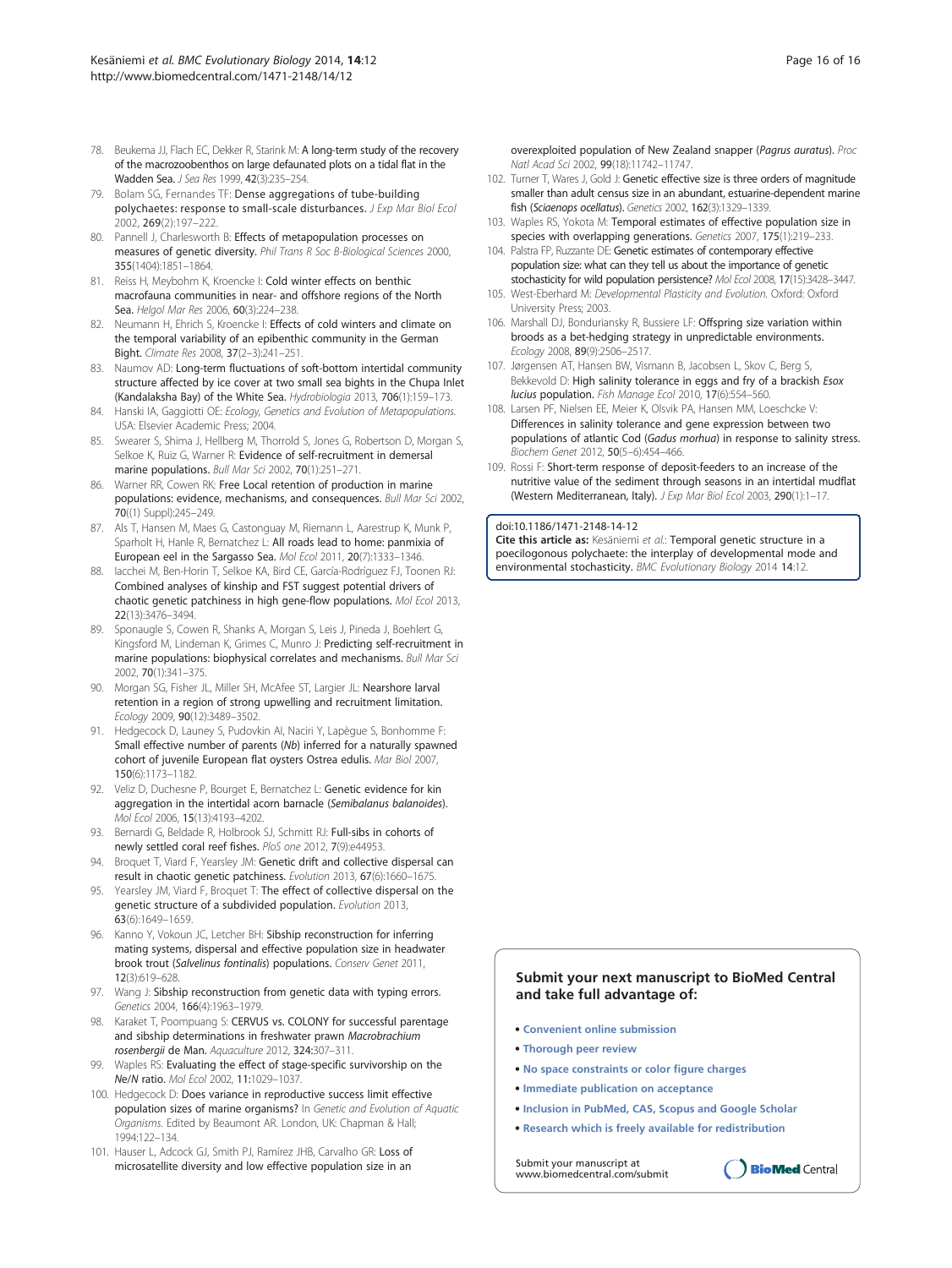78. Beukema JJ, Flach EC, Dekker R, Starink M: A long-term study of the recovery of the macrozoobenthos on large defaunated plots on a tidal flat in the Wadden Sea. *J Sea Res* 1999, 42(3):235–254.
79. Bolam SG, Fernandes TF: Dense aggregations of tube-building polychaetes: response to small-scale disturbances. *J Exp Mar Biol Ecol* 2002, 269(2):197–222.
80. Pannell J, Charlesworth B: Effects of metapopulation processes on measures of genetic diversity. *Phil Trans R Soc B-Biological Sciences* 2000, 355(1404):1851–1864.
81. Reiss H, Meybohm K, Kroencke I: Cold winter effects on benthic macrofauna communities in near- and offshore regions of the North Sea. *Helgol Mar Res* 2006, 60(3):224–238.
82. Neumann H, Ehrich S, Kroencke I: Effects of cold winters and climate on the temporal variability of an epibenthic community in the German Bight. *Climate Res* 2008, 37(2–3):241–251.
83. Naumov AD: Long-term fluctuations of soft-bottom intertidal community structure affected by ice cover at two small sea bights in the Chupa Inlet (Kandalaksha Bay) of the White Sea. *Hydrobiologia* 2013, 706(1):159–173.
84. Hanski IA, Gaggiotti OE: *Ecology, Genetics and Evolution of Metapopulations.* USA: Elsevier Academic Press; 2004.
85. Swearer S, Shima J, Hellberg M, Thorrold S, Jones G, Robertson D, Morgan S, Selkoe K, Ruiz G, Warner R: Evidence of self-recruitment in demersal marine populations. *Bull Mar Sci* 2002, 70(1):251–271.
86. Warner RR, Cowen RK: Free Local retention of production in marine populations: evidence, mechanisms, and consequences. *Bull Mar Sci* 2002, 70((1) Suppl):245–249.
87. Als T, Hansen M, Maes G, Castonguay M, Riemann L, Aarestrup K, Munk P, Sparholt H, Hanle R, Bernatchez L: All roads lead to home: panmixia of European eel in the Sargasso Sea. *Mol Ecol* 2011, 20(7):1333–1346.
88. Iacchei M, Ben-Horin T, Selkoe KA, Bird CE, García-Rodríguez FJ, Toonen RJ: Combined analyses of kinship and FST suggest potential drivers of chaotic genetic patchiness in high gene-flow populations. *Mol Ecol* 2013, 22(13):3476–3494.
89. Sponaugle S, Cowen R, Shanks A, Morgan S, Leis J, Pineda J, Boehlert G, Kingsford M, Lindeman K, Grimes C, Munro J: Predicting self-recruitment in marine populations: biophysical correlates and mechanisms. *Bull Mar Sci* 2002, 70(1):341–375.
90. Morgan SG, Fisher JL, Miller SH, McAfee ST, Largier JL: Nearshore larval retention in a region of strong upwelling and recruitment limitation. *Ecology* 2009, 90(12):3489–3502.
91. Hedgecock D, Launey S, Pudovkin AI, Naciri Y, Lapègue S, Bonhomme F: Small effective number of parents (*Nb*) inferred for a naturally spawned cohort of juvenile European flat oysters Ostrea edulis. *Mar Biol* 2007, 150(6):1173–1182.
92. Veliz D, Duchesne P, Bourget E, Bernatchez L: Genetic evidence for kin aggregation in the intertidal acorn barnacle (*Semibalanus balanoides*). *Mol Ecol* 2006, 15(13):4193–4202.
93. Bernardi G, Beldade R, Holbrook SJ, Schmitt RJ: Full-sibs in cohorts of newly settled coral reef fishes. *PloS one* 2012, 7(9):e44953.
94. Broquet T, Viard F, Yearsley JM: Genetic drift and collective dispersal can result in chaotic genetic patchiness. *Evolution* 2013, 67(6):1660–1675.
95. Yearsley JM, Viard F, Broquet T: The effect of collective dispersal on the genetic structure of a subdivided population. *Evolution* 2013, 63(6):1649–1659.
96. Kanno Y, Vokoun JC, Letcher BH: Sibship reconstruction for inferring mating systems, dispersal and effective population size in headwater brook trout (*Salvelinus fontinalis*) populations. *Conserv Genet* 2011, 12(3):619–628.
97. Wang J: Sibship reconstruction from genetic data with typing errors. *Genetics* 2004, 166(4):1963–1979.
98. Karaket T, Poompuang S: CERVUS vs. COLONY for successful parentage and sibship determinations in freshwater prawn *Macrobrachium rosenbergii* de Man. *Aquaculture* 2012, 324:307–311.
99. Waples RS: Evaluating the effect of stage-specific survivorship on the *Ne/N* ratio. *Mol Ecol* 2002, 11:1029–1037.
100. Hedgecock D: Does variance in reproductive success limit effective population sizes of marine organisms? In *Genetic and Evolution of Aquatic Organisms.* Edited by Beaumont AR. London, UK: Chapman & Hall; 1994:122–134.
101. Hauser L, Adcock GJ, Smith PJ, Ramírez JHB, Carvalho GR: Loss of microsatellite diversity and low effective population size in an overexploited population of New Zealand snapper (*Pagrus auratus*). *Proc Natl Acad Sci* 2002, 99(18):11742–11747.
102. Turner T, Wares J, Gold J: Genetic effective size is three orders of magnitude smaller than adult census size in an abundant, estuarine-dependent marine fish (*Sciaenops ocellatus*). *Genetics* 2002, 162(3):1329–1339.
103. Waples RS, Yokota M: Temporal estimates of effective population size in species with overlapping generations. *Genetics* 2007, 175(1):219–233.
104. Palstra FP, Ruzzante DE: Genetic estimates of contemporary effective population size: what can they tell us about the importance of genetic stochasticity for wild population persistence? *Mol Ecol* 2008, 17(15):3428–3447.
105. West-Eberhard M: *Developmental Plasticity and Evolution.* Oxford: Oxford University Press; 2003.
106. Marshall DJ, Bonduriansky R, Bussiere LF: Offspring size variation within broods as a bet-hedging strategy in unpredictable environments. *Ecology* 2008, 89(9):2506–2517.
107. Jørgensen AT, Hansen BW, Vismann B, Jacobsen L, Skov C, Berg S, Bekkevold D: High salinity tolerance in eggs and fry of a brackish *Esox lucius* population. *Fish Manage Ecol* 2010, 17(6):554–560.
108. Larsen PF, Nielsen EE, Meier K, Olsvik PA, Hansen MM, Loeschcke V: Differences in salinity tolerance and gene expression between two populations of atlantic Cod (*Gadus morhua*) in response to salinity stress. *Biochem Genet* 2012, 50(5–6):454–466.
109. Rossi F: Short-term response of deposit-feeders to an increase of the nutritive value of the sediment through seasons in an intertidal mudflat (Western Mediterranean, Italy). *J Exp Mar Biol Ecol* 2003, 290(1):1–17.

doi:10.1186/1471-2148-14-12

**Cite this article as:** Kesäniemi *et al.*: Temporal genetic structure in a poecilogonous polychaete: the interplay of developmental mode and environmental stochasticity. *BMC Evolutionary Biology* 2014 14:12.

**Submit your next manuscript to BioMed Central and take full advantage of:**

- Convenient online submission
- Thorough peer review
- No space constraints or color figure charges
- Immediate publication on acceptance
- Inclusion in PubMed, CAS, Scopus and Google Scholar
- Research which is freely available for redistribution

Submit your manuscript at www.biomedcentral.com/submit

BioMed Central